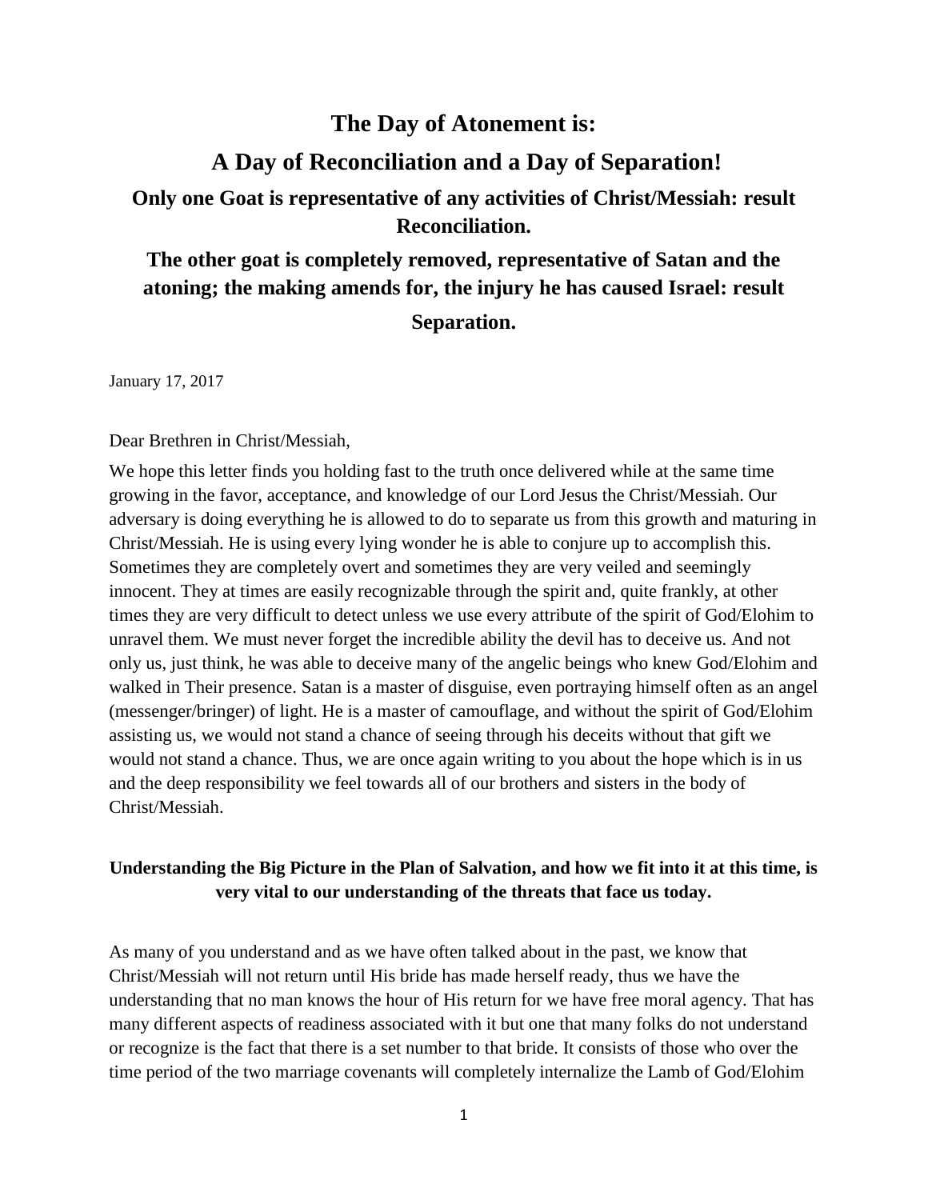# The Day of Atonement is:

# A Day of Reconciliation and a Day of Separation!

## Only one Goat is representative of any activities of Christ/Messiah: result Reconciliation.

## The other goat is completely removed, representative of Satan and the atoning; the making amends for, the injury he has caused Israel: result Separation.

January 17, 2017

Dear Brethren in Christ/Messiah,

We hope this letter finds you holding fast to the truth once delivered while at the same time growing in the favor, acceptance, and knowledge of our Lord Jesus the Christ/Messiah. Our adversary is doing everything he is allowed to do to separate us from this growth and maturing in Christ/Messiah. He is using every lying wonder he is able to conjure up to accomplish this. Sometimes they are completely overt and sometimes they are very veiled and seemingly innocent. They at times are easily recognizable through the spirit and, quite frankly, at other times they are very difficult to detect unless we use every attribute of the spirit of God/Elohim to unravel them. We must never forget the incredible ability the devil has to deceive us. And not only us, just think, he was able to deceive many of the angelic beings who knew God/Elohim and walked in Their presence. Satan is a master of disguise, even portraying himself often as an angel (messenger/bringer) of light. He is a master of camouflage, and without the spirit of God/Elohim assisting us, we would not stand a chance of seeing through his deceits without that gift we would not stand a chance. Thus, we are once again writing to you about the hope which is in us and the deep responsibility we feel towards all of our brothers and sisters in the body of Christ/Messiah.

**Understanding the Big Picture in the Plan of Salvation, and how we fit into it at this time, is very vital to our understanding of the threats that face us today.**

As many of you understand and as we have often talked about in the past, we know that Christ/Messiah will not return until His bride has made herself ready, thus we have the understanding that no man knows the hour of His return for we have free moral agency. That has many different aspects of readiness associated with it but one that many folks do not understand or recognize is the fact that there is a set number to that bride. It consists of those who over the time period of the two marriage covenants will completely internalize the Lamb of God/Elohim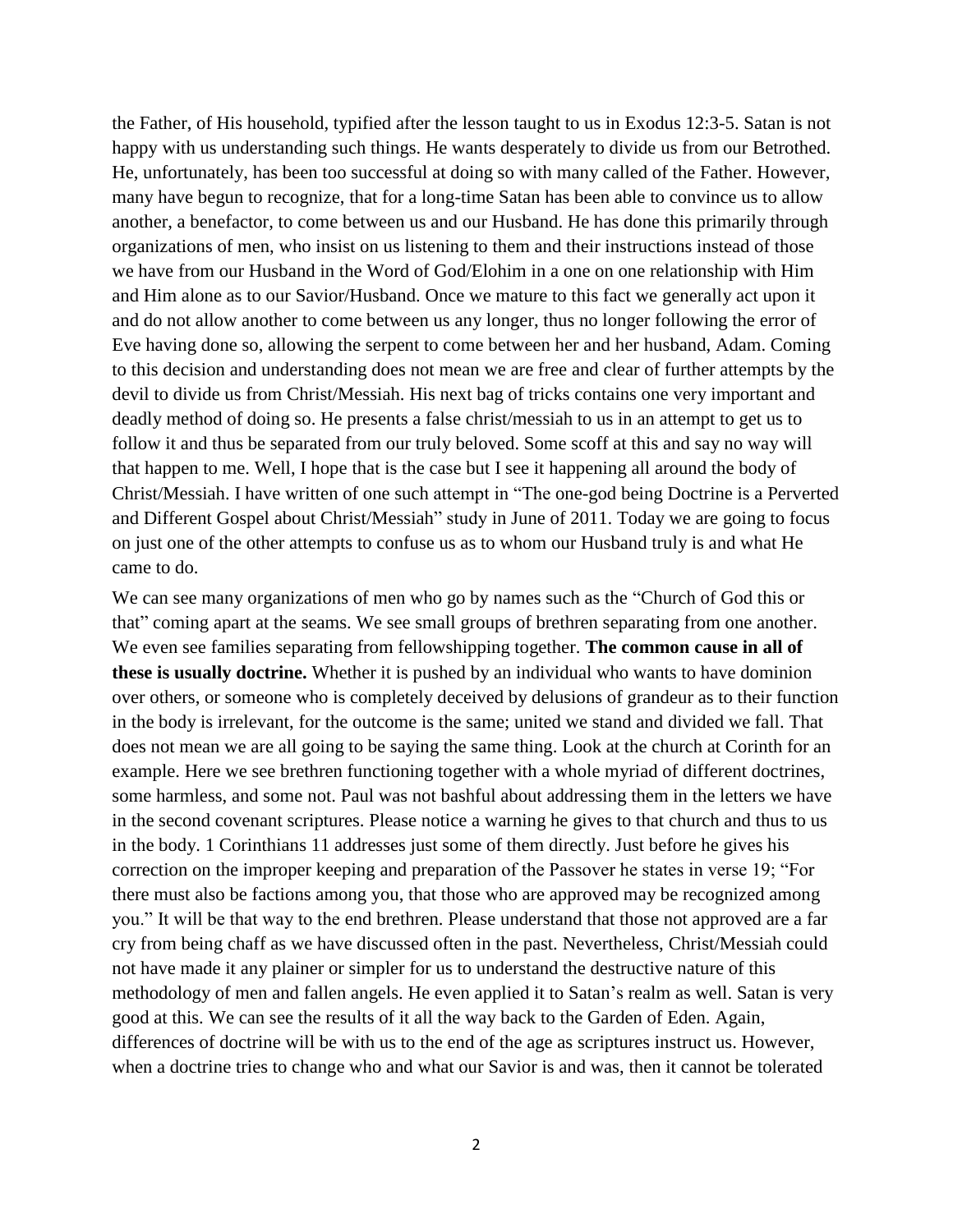the Father, of His household, typified after the lesson taught to us in Exodus 12:3-5. Satan is not happy with us understanding such things. He wants desperately to divide us from our Betrothed. He, unfortunately, has been too successful at doing so with many called of the Father. However, many have begun to recognize, that for a long-time Satan has been able to convince us to allow another, a benefactor, to come between us and our Husband. He has done this primarily through organizations of men, who insist on us listening to them and their instructions instead of those we have from our Husband in the Word of God/Elohim in a one on one relationship with Him and Him alone as to our Savior/Husband. Once we mature to this fact we generally act upon it and do not allow another to come between us any longer, thus no longer following the error of Eve having done so, allowing the serpent to come between her and her husband, Adam. Coming to this decision and understanding does not mean we are free and clear of further attempts by the devil to divide us from Christ/Messiah. His next bag of tricks contains one very important and deadly method of doing so. He presents a false christ/messiah to us in an attempt to get us to follow it and thus be separated from our truly beloved. Some scoff at this and say no way will that happen to me. Well, I hope that is the case but I see it happening all around the body of Christ/Messiah. I have written of one such attempt in "The one-god being Doctrine is a Perverted and Different Gospel about Christ/Messiah" study in June of 2011. Today we are going to focus on just one of the other attempts to confuse us as to whom our Husband truly is and what He came to do.

We can see many organizations of men who go by names such as the "Church of God this or that" coming apart at the seams. We see small groups of brethren separating from one another. We even see families separating from fellowshipping together. **The common cause in all of these is usually doctrine.** Whether it is pushed by an individual who wants to have dominion over others, or someone who is completely deceived by delusions of grandeur as to their function in the body is irrelevant, for the outcome is the same; united we stand and divided we fall. That does not mean we are all going to be saying the same thing. Look at the church at Corinth for an example. Here we see brethren functioning together with a whole myriad of different doctrines, some harmless, and some not. Paul was not bashful about addressing them in the letters we have in the second covenant scriptures. Please notice a warning he gives to that church and thus to us in the body. 1 Corinthians 11 addresses just some of them directly. Just before he gives his correction on the improper keeping and preparation of the Passover he states in verse 19; "For there must also be factions among you, that those who are approved may be recognized among you." It will be that way to the end brethren. Please understand that those not approved are a far cry from being chaff as we have discussed often in the past. Nevertheless, Christ/Messiah could not have made it any plainer or simpler for us to understand the destructive nature of this methodology of men and fallen angels. He even applied it to Satan's realm as well. Satan is very good at this. We can see the results of it all the way back to the Garden of Eden. Again, differences of doctrine will be with us to the end of the age as scriptures instruct us. However, when a doctrine tries to change who and what our Savior is and was, then it cannot be tolerated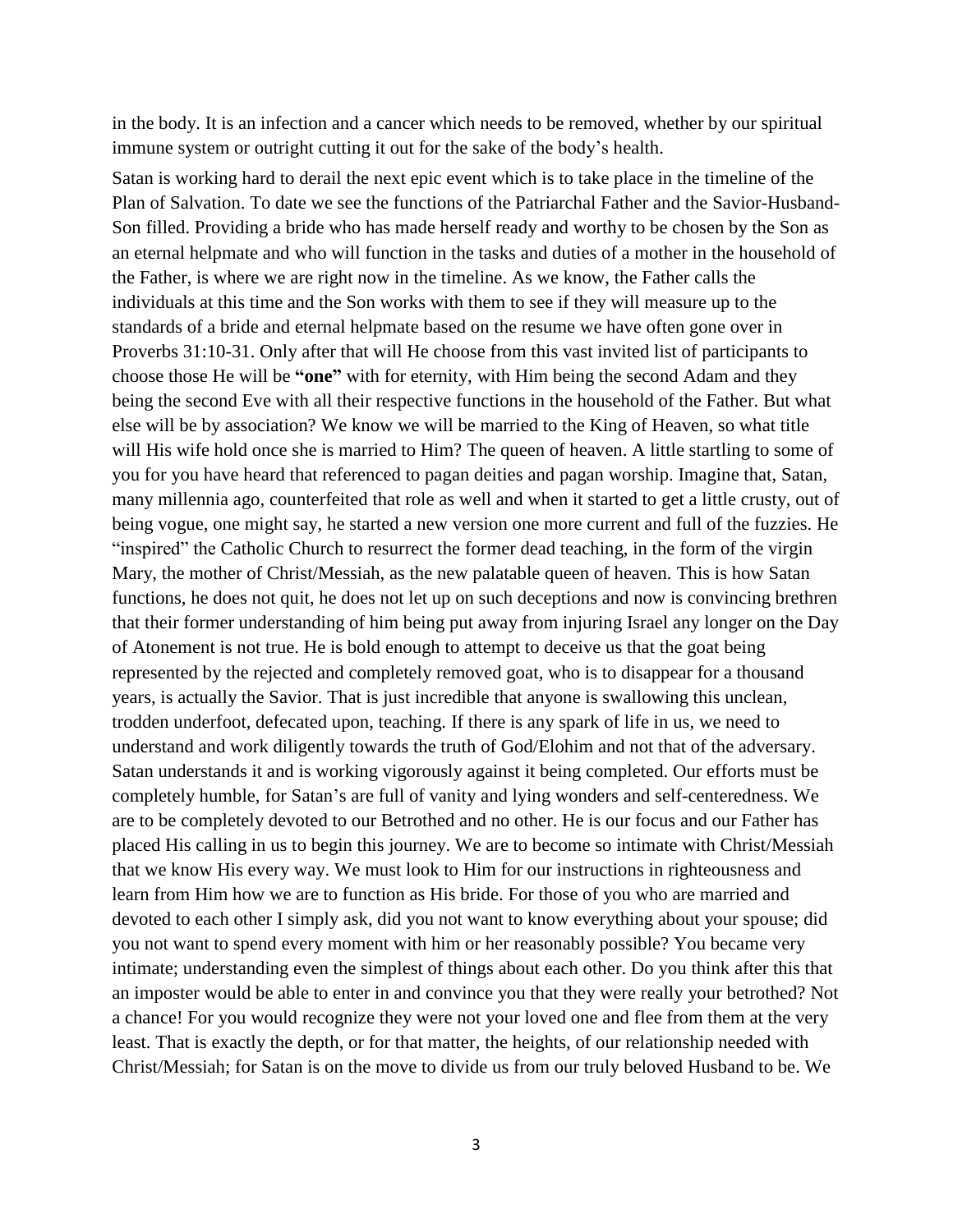in the body. It is an infection and a cancer which needs to be removed, whether by our spiritual immune system or outright cutting it out for the sake of the body's health.

Satan is working hard to derail the next epic event which is to take place in the timeline of the Plan of Salvation. To date we see the functions of the Patriarchal Father and the Savior-Husband-Son filled. Providing a bride who has made herself ready and worthy to be chosen by the Son as an eternal helpmate and who will function in the tasks and duties of a mother in the household of the Father, is where we are right now in the timeline. As we know, the Father calls the individuals at this time and the Son works with them to see if they will measure up to the standards of a bride and eternal helpmate based on the resume we have often gone over in Proverbs 31:10-31. Only after that will He choose from this vast invited list of participants to choose those He will be **"one"** with for eternity, with Him being the second Adam and they being the second Eve with all their respective functions in the household of the Father. But what else will be by association? We know we will be married to the King of Heaven, so what title will His wife hold once she is married to Him? The queen of heaven. A little startling to some of you for you have heard that referenced to pagan deities and pagan worship. Imagine that, Satan, many millennia ago, counterfeited that role as well and when it started to get a little crusty, out of being vogue, one might say, he started a new version one more current and full of the fuzzies. He "inspired" the Catholic Church to resurrect the former dead teaching, in the form of the virgin Mary, the mother of Christ/Messiah, as the new palatable queen of heaven. This is how Satan functions, he does not quit, he does not let up on such deceptions and now is convincing brethren that their former understanding of him being put away from injuring Israel any longer on the Day of Atonement is not true. He is bold enough to attempt to deceive us that the goat being represented by the rejected and completely removed goat, who is to disappear for a thousand years, is actually the Savior. That is just incredible that anyone is swallowing this unclean, trodden underfoot, defecated upon, teaching. If there is any spark of life in us, we need to understand and work diligently towards the truth of God/Elohim and not that of the adversary. Satan understands it and is working vigorously against it being completed. Our efforts must be completely humble, for Satan's are full of vanity and lying wonders and self-centeredness. We are to be completely devoted to our Betrothed and no other. He is our focus and our Father has placed His calling in us to begin this journey. We are to become so intimate with Christ/Messiah that we know His every way. We must look to Him for our instructions in righteousness and learn from Him how we are to function as His bride. For those of you who are married and devoted to each other I simply ask, did you not want to know everything about your spouse; did you not want to spend every moment with him or her reasonably possible? You became very intimate; understanding even the simplest of things about each other. Do you think after this that an imposter would be able to enter in and convince you that they were really your betrothed? Not a chance! For you would recognize they were not your loved one and flee from them at the very least. That is exactly the depth, or for that matter, the heights, of our relationship needed with Christ/Messiah; for Satan is on the move to divide us from our truly beloved Husband to be. We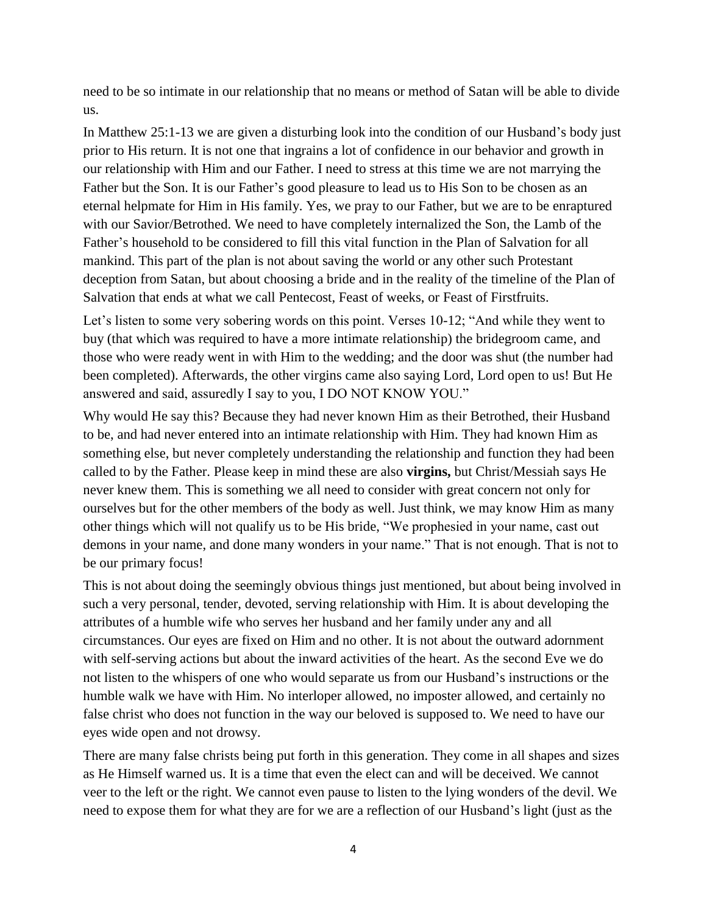need to be so intimate in our relationship that no means or method of Satan will be able to divide us.

In Matthew 25:1-13 we are given a disturbing look into the condition of our Husband's body just prior to His return. It is not one that ingrains a lot of confidence in our behavior and growth in our relationship with Him and our Father. I need to stress at this time we are not marrying the Father but the Son. It is our Father's good pleasure to lead us to His Son to be chosen as an eternal helpmate for Him in His family. Yes, we pray to our Father, but we are to be enraptured with our Savior/Betrothed. We need to have completely internalized the Son, the Lamb of the Father's household to be considered to fill this vital function in the Plan of Salvation for all mankind. This part of the plan is not about saving the world or any other such Protestant deception from Satan, but about choosing a bride and in the reality of the timeline of the Plan of Salvation that ends at what we call Pentecost, Feast of weeks, or Feast of Firstfruits.

Let's listen to some very sobering words on this point. Verses 10-12; "And while they went to buy (that which was required to have a more intimate relationship) the bridegroom came, and those who were ready went in with Him to the wedding; and the door was shut (the number had been completed). Afterwards, the other virgins came also saying Lord, Lord open to us! But He answered and said, assuredly I say to you, I DO NOT KNOW YOU."

Why would He say this? Because they had never known Him as their Betrothed, their Husband to be, and had never entered into an intimate relationship with Him. They had known Him as something else, but never completely understanding the relationship and function they had been called to by the Father. Please keep in mind these are also **virgins,** but Christ/Messiah says He never knew them. This is something we all need to consider with great concern not only for ourselves but for the other members of the body as well. Just think, we may know Him as many other things which will not qualify us to be His bride, "We prophesied in your name, cast out demons in your name, and done many wonders in your name." That is not enough. That is not to be our primary focus!

This is not about doing the seemingly obvious things just mentioned, but about being involved in such a very personal, tender, devoted, serving relationship with Him. It is about developing the attributes of a humble wife who serves her husband and her family under any and all circumstances. Our eyes are fixed on Him and no other. It is not about the outward adornment with self-serving actions but about the inward activities of the heart. As the second Eve we do not listen to the whispers of one who would separate us from our Husband's instructions or the humble walk we have with Him. No interloper allowed, no imposter allowed, and certainly no false christ who does not function in the way our beloved is supposed to. We need to have our eyes wide open and not drowsy.

There are many false christs being put forth in this generation. They come in all shapes and sizes as He Himself warned us. It is a time that even the elect can and will be deceived. We cannot veer to the left or the right. We cannot even pause to listen to the lying wonders of the devil. We need to expose them for what they are for we are a reflection of our Husband's light (just as the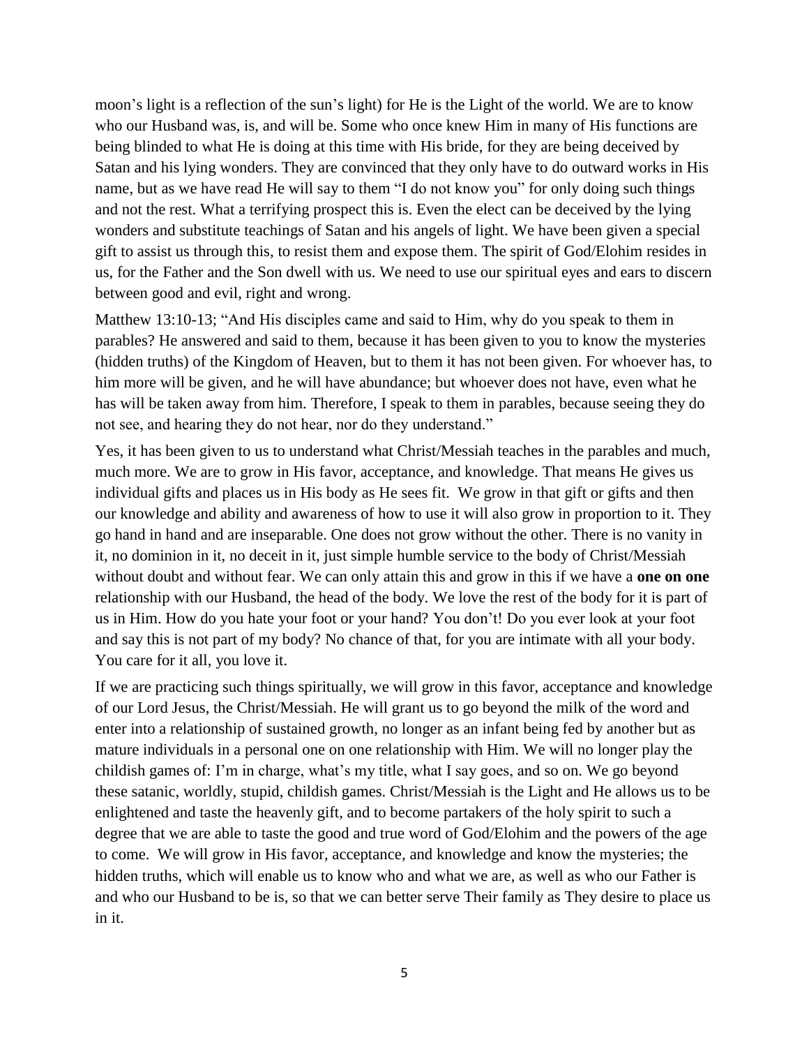moon's light is a reflection of the sun's light) for He is the Light of the world. We are to know who our Husband was, is, and will be. Some who once knew Him in many of His functions are being blinded to what He is doing at this time with His bride, for they are being deceived by Satan and his lying wonders. They are convinced that they only have to do outward works in His name, but as we have read He will say to them "I do not know you" for only doing such things and not the rest. What a terrifying prospect this is. Even the elect can be deceived by the lying wonders and substitute teachings of Satan and his angels of light. We have been given a special gift to assist us through this, to resist them and expose them. The spirit of God/Elohim resides in us, for the Father and the Son dwell with us. We need to use our spiritual eyes and ears to discern between good and evil, right and wrong.

Matthew 13:10-13; "And His disciples came and said to Him, why do you speak to them in parables? He answered and said to them, because it has been given to you to know the mysteries (hidden truths) of the Kingdom of Heaven, but to them it has not been given. For whoever has, to him more will be given, and he will have abundance; but whoever does not have, even what he has will be taken away from him. Therefore, I speak to them in parables, because seeing they do not see, and hearing they do not hear, nor do they understand."

Yes, it has been given to us to understand what Christ/Messiah teaches in the parables and much, much more. We are to grow in His favor, acceptance, and knowledge. That means He gives us individual gifts and places us in His body as He sees fit. We grow in that gift or gifts and then our knowledge and ability and awareness of how to use it will also grow in proportion to it. They go hand in hand and are inseparable. One does not grow without the other. There is no vanity in it, no dominion in it, no deceit in it, just simple humble service to the body of Christ/Messiah without doubt and without fear. We can only attain this and grow in this if we have a **one on one** relationship with our Husband, the head of the body. We love the rest of the body for it is part of us in Him. How do you hate your foot or your hand? You don't! Do you ever look at your foot and say this is not part of my body? No chance of that, for you are intimate with all your body. You care for it all, you love it.

If we are practicing such things spiritually, we will grow in this favor, acceptance and knowledge of our Lord Jesus, the Christ/Messiah. He will grant us to go beyond the milk of the word and enter into a relationship of sustained growth, no longer as an infant being fed by another but as mature individuals in a personal one on one relationship with Him. We will no longer play the childish games of: I'm in charge, what's my title, what I say goes, and so on. We go beyond these satanic, worldly, stupid, childish games. Christ/Messiah is the Light and He allows us to be enlightened and taste the heavenly gift, and to become partakers of the holy spirit to such a degree that we are able to taste the good and true word of God/Elohim and the powers of the age to come. We will grow in His favor, acceptance, and knowledge and know the mysteries; the hidden truths, which will enable us to know who and what we are, as well as who our Father is and who our Husband to be is, so that we can better serve Their family as They desire to place us in it.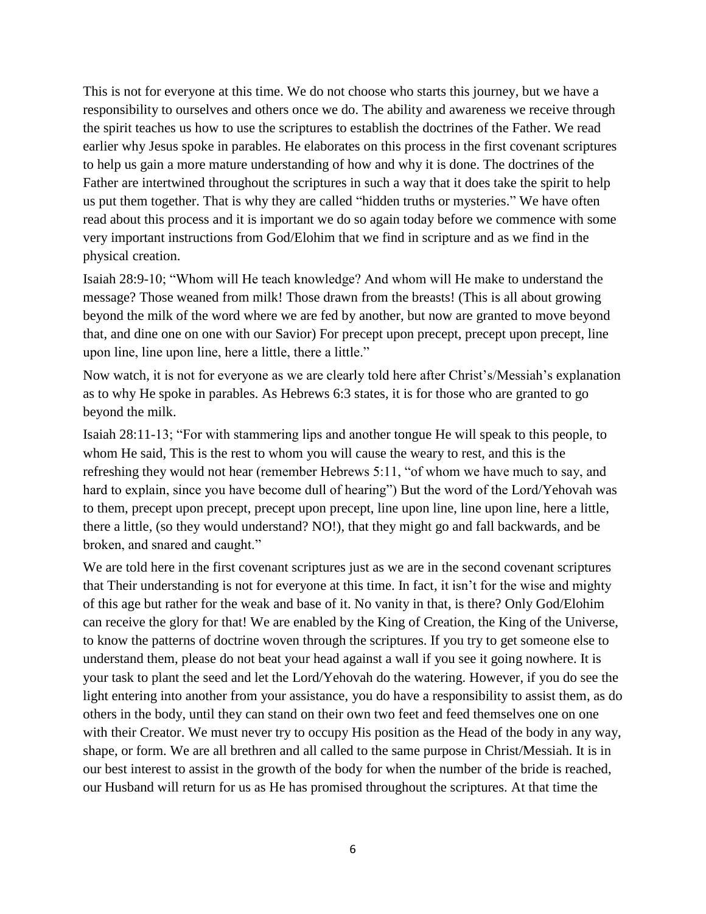This is not for everyone at this time. We do not choose who starts this journey, but we have a responsibility to ourselves and others once we do. The ability and awareness we receive through the spirit teaches us how to use the scriptures to establish the doctrines of the Father. We read earlier why Jesus spoke in parables. He elaborates on this process in the first covenant scriptures to help us gain a more mature understanding of how and why it is done. The doctrines of the Father are intertwined throughout the scriptures in such a way that it does take the spirit to help us put them together. That is why they are called "hidden truths or mysteries." We have often read about this process and it is important we do so again today before we commence with some very important instructions from God/Elohim that we find in scripture and as we find in the physical creation.

Isaiah 28:9-10; "Whom will He teach knowledge? And whom will He make to understand the message? Those weaned from milk! Those drawn from the breasts! (This is all about growing beyond the milk of the word where we are fed by another, but now are granted to move beyond that, and dine one on one with our Savior) For precept upon precept, precept upon precept, line upon line, line upon line, here a little, there a little."

Now watch, it is not for everyone as we are clearly told here after Christ's/Messiah's explanation as to why He spoke in parables. As Hebrews 6:3 states, it is for those who are granted to go beyond the milk.

Isaiah 28:11-13; "For with stammering lips and another tongue He will speak to this people, to whom He said, This is the rest to whom you will cause the weary to rest, and this is the refreshing they would not hear (remember Hebrews 5:11, "of whom we have much to say, and hard to explain, since you have become dull of hearing") But the word of the Lord/Yehovah was to them, precept upon precept, precept upon precept, line upon line, line upon line, here a little, there a little, (so they would understand? NO!), that they might go and fall backwards, and be broken, and snared and caught."

We are told here in the first covenant scriptures just as we are in the second covenant scriptures that Their understanding is not for everyone at this time. In fact, it isn't for the wise and mighty of this age but rather for the weak and base of it. No vanity in that, is there? Only God/Elohim can receive the glory for that! We are enabled by the King of Creation, the King of the Universe, to know the patterns of doctrine woven through the scriptures. If you try to get someone else to understand them, please do not beat your head against a wall if you see it going nowhere. It is your task to plant the seed and let the Lord/Yehovah do the watering. However, if you do see the light entering into another from your assistance, you do have a responsibility to assist them, as do others in the body, until they can stand on their own two feet and feed themselves one on one with their Creator. We must never try to occupy His position as the Head of the body in any way, shape, or form. We are all brethren and all called to the same purpose in Christ/Messiah. It is in our best interest to assist in the growth of the body for when the number of the bride is reached, our Husband will return for us as He has promised throughout the scriptures. At that time the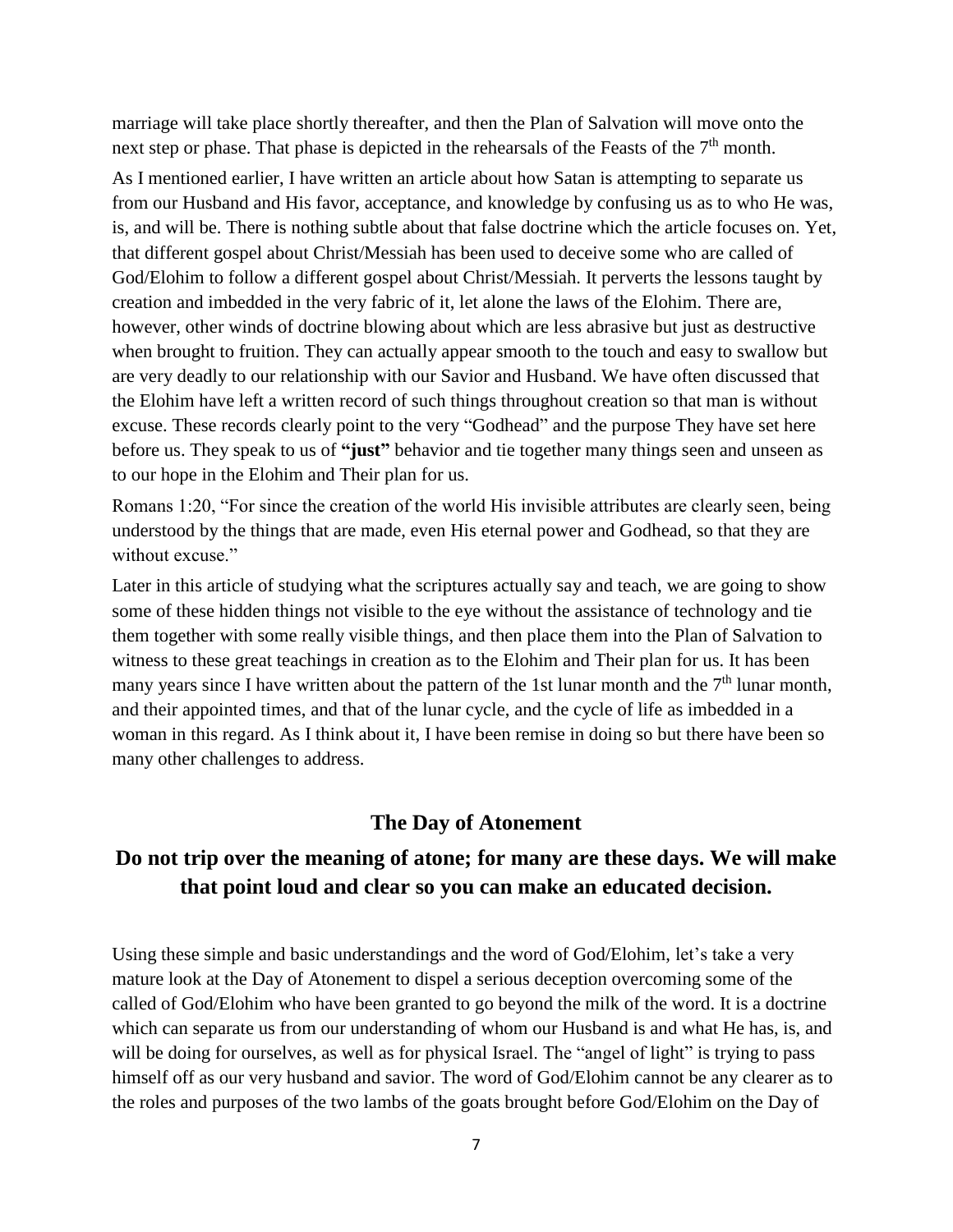marriage will take place shortly thereafter, and then the Plan of Salvation will move onto the next step or phase. That phase is depicted in the rehearsals of the Feasts of the 7th month.

As I mentioned earlier, I have written an article about how Satan is attempting to separate us from our Husband and His favor, acceptance, and knowledge by confusing us as to who He was, is, and will be. There is nothing subtle about that false doctrine which the article focuses on. Yet, that different gospel about Christ/Messiah has been used to deceive some who are called of God/Elohim to follow a different gospel about Christ/Messiah. It perverts the lessons taught by creation and imbedded in the very fabric of it, let alone the laws of the Elohim. There are, however, other winds of doctrine blowing about which are less abrasive but just as destructive when brought to fruition. They can actually appear smooth to the touch and easy to swallow but are very deadly to our relationship with our Savior and Husband. We have often discussed that the Elohim have left a written record of such things throughout creation so that man is without excuse. These records clearly point to the very "Godhead" and the purpose They have set here before us. They speak to us of **"just"** behavior and tie together many things seen and unseen as to our hope in the Elohim and Their plan for us.

Romans 1:20, "For since the creation of the world His invisible attributes are clearly seen, being understood by the things that are made, even His eternal power and Godhead, so that they are without excuse."

Later in this article of studying what the scriptures actually say and teach, we are going to show some of these hidden things not visible to the eye without the assistance of technology and tie them together with some really visible things, and then place them into the Plan of Salvation to witness to these great teachings in creation as to the Elohim and Their plan for us. It has been many years since I have written about the pattern of the 1st lunar month and the 7th lunar month, and their appointed times, and that of the lunar cycle, and the cycle of life as imbedded in a woman in this regard. As I think about it, I have been remise in doing so but there have been so many other challenges to address.

## The Day of Atonement

## Do not trip over the meaning of atone; for many are these days. We will make that point loud and clear so you can make an educated decision.

Using these simple and basic understandings and the word of God/Elohim, let's take a very mature look at the Day of Atonement to dispel a serious deception overcoming some of the called of God/Elohim who have been granted to go beyond the milk of the word. It is a doctrine which can separate us from our understanding of whom our Husband is and what He has, is, and will be doing for ourselves, as well as for physical Israel. The "angel of light" is trying to pass himself off as our very husband and savior. The word of God/Elohim cannot be any clearer as to the roles and purposes of the two lambs of the goats brought before God/Elohim on the Day of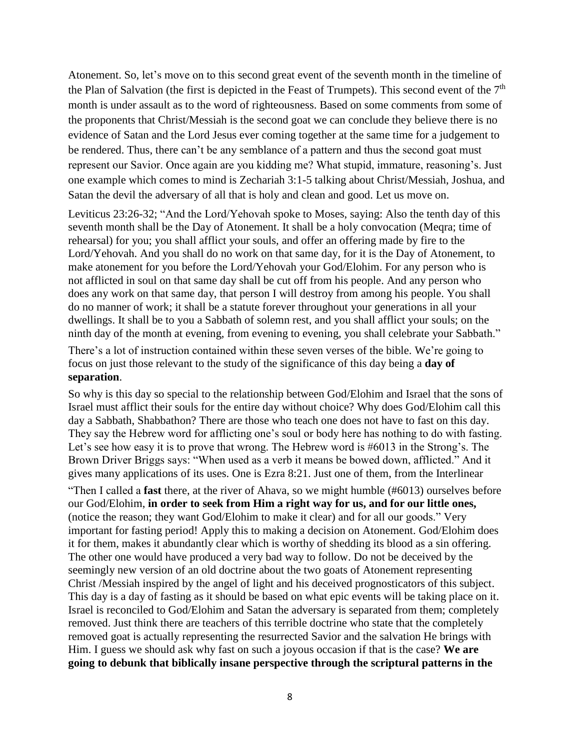Atonement. So, let's move on to this second great event of the seventh month in the timeline of the Plan of Salvation (the first is depicted in the Feast of Trumpets). This second event of the 7th month is under assault as to the word of righteousness. Based on some comments from some of the proponents that Christ/Messiah is the second goat we can conclude they believe there is no evidence of Satan and the Lord Jesus ever coming together at the same time for a judgement to be rendered. Thus, there can't be any semblance of a pattern and thus the second goat must represent our Savior. Once again are you kidding me? What stupid, immature, reasoning's. Just one example which comes to mind is Zechariah 3:1-5 talking about Christ/Messiah, Joshua, and Satan the devil the adversary of all that is holy and clean and good. Let us move on.

Leviticus 23:26-32; "And the Lord/Yehovah spoke to Moses, saying: Also the tenth day of this seventh month shall be the Day of Atonement. It shall be a holy convocation (Meqra; time of rehearsal) for you; you shall afflict your souls, and offer an offering made by fire to the Lord/Yehovah. And you shall do no work on that same day, for it is the Day of Atonement, to make atonement for you before the Lord/Yehovah your God/Elohim. For any person who is not afflicted in soul on that same day shall be cut off from his people. And any person who does any work on that same day, that person I will destroy from among his people. You shall do no manner of work; it shall be a statute forever throughout your generations in all your dwellings. It shall be to you a Sabbath of solemn rest, and you shall afflict your souls; on the ninth day of the month at evening, from evening to evening, you shall celebrate your Sabbath."

There's a lot of instruction contained within these seven verses of the bible. We're going to focus on just those relevant to the study of the significance of this day being a **day of separation**.

So why is this day so special to the relationship between God/Elohim and Israel that the sons of Israel must afflict their souls for the entire day without choice? Why does God/Elohim call this day a Sabbath, Shabbathon? There are those who teach one does not have to fast on this day. They say the Hebrew word for afflicting one's soul or body here has nothing to do with fasting. Let's see how easy it is to prove that wrong. The Hebrew word is #6013 in the Strong's. The Brown Driver Briggs says: "When used as a verb it means be bowed down, afflicted." And it gives many applications of its uses. One is Ezra 8:21. Just one of them, from the Interlinear

"Then I called a **fast** there, at the river of Ahava, so we might humble (#6013) ourselves before our God/Elohim, **in order to seek from Him a right way for us, and for our little ones,** (notice the reason; they want God/Elohim to make it clear) and for all our goods." Very important for fasting period! Apply this to making a decision on Atonement. God/Elohim does it for them, makes it abundantly clear which is worthy of shedding its blood as a sin offering. The other one would have produced a very bad way to follow. Do not be deceived by the seemingly new version of an old doctrine about the two goats of Atonement representing Christ /Messiah inspired by the angel of light and his deceived prognosticators of this subject. This day is a day of fasting as it should be based on what epic events will be taking place on it. Israel is reconciled to God/Elohim and Satan the adversary is separated from them; completely removed. Just think there are teachers of this terrible doctrine who state that the completely removed goat is actually representing the resurrected Savior and the salvation He brings with Him. I guess we should ask why fast on such a joyous occasion if that is the case? **We are going to debunk that biblically insane perspective through the scriptural patterns in the**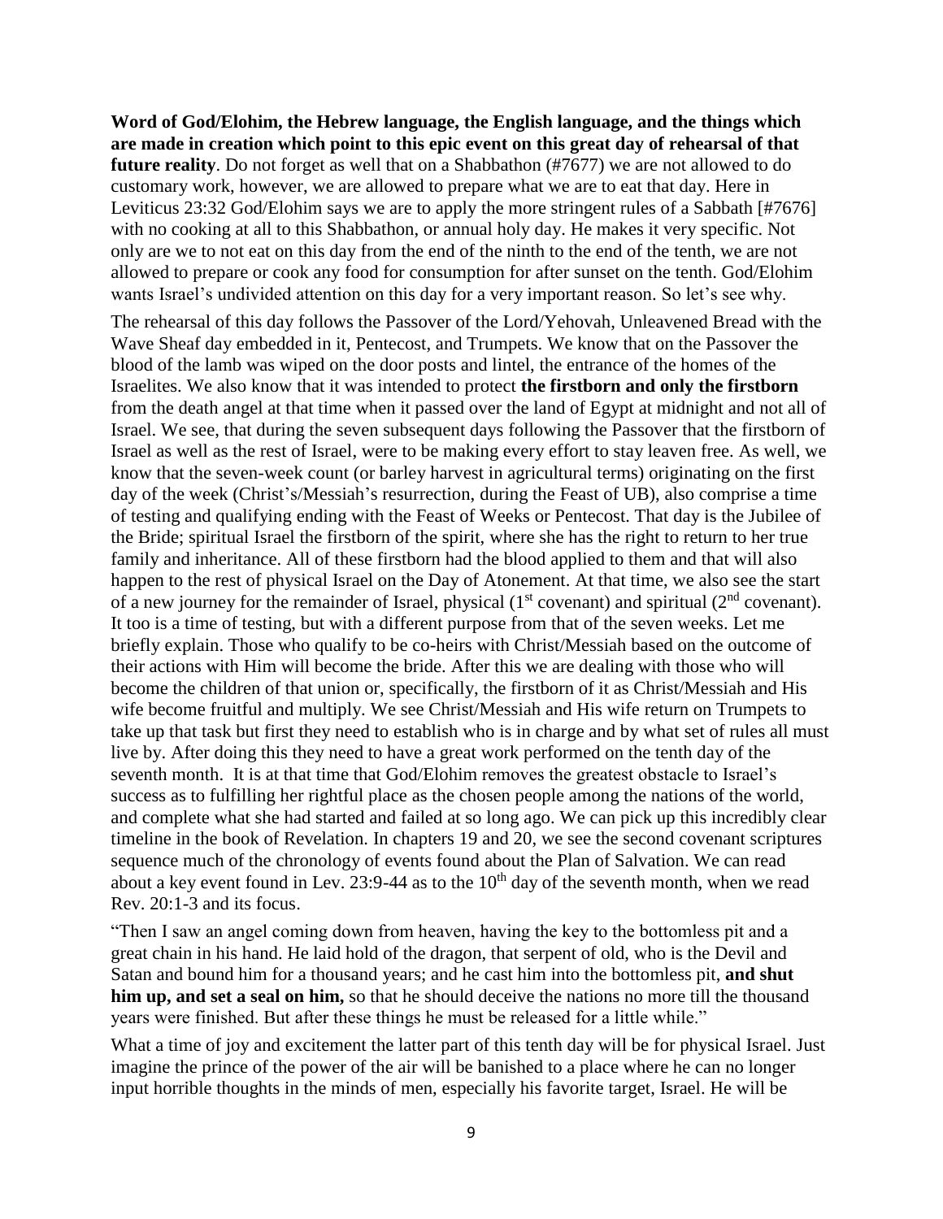**Word of God/Elohim, the Hebrew language, the English language, and the things which are made in creation which point to this epic event on this great day of rehearsal of that future reality**. Do not forget as well that on a Shabbathon (#7677) we are not allowed to do customary work, however, we are allowed to prepare what we are to eat that day. Here in Leviticus 23:32 God/Elohim says we are to apply the more stringent rules of a Sabbath [#7676] with no cooking at all to this Shabbathon, or annual holy day. He makes it very specific. Not only are we to not eat on this day from the end of the ninth to the end of the tenth, we are not allowed to prepare or cook any food for consumption for after sunset on the tenth. God/Elohim wants Israel's undivided attention on this day for a very important reason. So let's see why.

The rehearsal of this day follows the Passover of the Lord/Yehovah, Unleavened Bread with the Wave Sheaf day embedded in it, Pentecost, and Trumpets. We know that on the Passover the blood of the lamb was wiped on the door posts and lintel, the entrance of the homes of the Israelites. We also know that it was intended to protect **the firstborn and only the firstborn** from the death angel at that time when it passed over the land of Egypt at midnight and not all of Israel. We see, that during the seven subsequent days following the Passover that the firstborn of Israel as well as the rest of Israel, were to be making every effort to stay leaven free. As well, we know that the seven-week count (or barley harvest in agricultural terms) originating on the first day of the week (Christ's/Messiah's resurrection, during the Feast of UB), also comprise a time of testing and qualifying ending with the Feast of Weeks or Pentecost. That day is the Jubilee of the Bride; spiritual Israel the firstborn of the spirit, where she has the right to return to her true family and inheritance. All of these firstborn had the blood applied to them and that will also happen to the rest of physical Israel on the Day of Atonement. At that time, we also see the start of a new journey for the remainder of Israel, physical (1st covenant) and spiritual (2nd covenant). It too is a time of testing, but with a different purpose from that of the seven weeks. Let me briefly explain. Those who qualify to be co-heirs with Christ/Messiah based on the outcome of their actions with Him will become the bride. After this we are dealing with those who will become the children of that union or, specifically, the firstborn of it as Christ/Messiah and His wife become fruitful and multiply. We see Christ/Messiah and His wife return on Trumpets to take up that task but first they need to establish who is in charge and by what set of rules all must live by. After doing this they need to have a great work performed on the tenth day of the seventh month. It is at that time that God/Elohim removes the greatest obstacle to Israel's success as to fulfilling her rightful place as the chosen people among the nations of the world, and complete what she had started and failed at so long ago. We can pick up this incredibly clear timeline in the book of Revelation. In chapters 19 and 20, we see the second covenant scriptures sequence much of the chronology of events found about the Plan of Salvation. We can read about a key event found in Lev. 23:9-44 as to the 10th day of the seventh month, when we read Rev. 20:1-3 and its focus.

"Then I saw an angel coming down from heaven, having the key to the bottomless pit and a great chain in his hand. He laid hold of the dragon, that serpent of old, who is the Devil and Satan and bound him for a thousand years; and he cast him into the bottomless pit, **and shut him up, and set a seal on him,** so that he should deceive the nations no more till the thousand years were finished. But after these things he must be released for a little while."

What a time of joy and excitement the latter part of this tenth day will be for physical Israel. Just imagine the prince of the power of the air will be banished to a place where he can no longer input horrible thoughts in the minds of men, especially his favorite target, Israel. He will be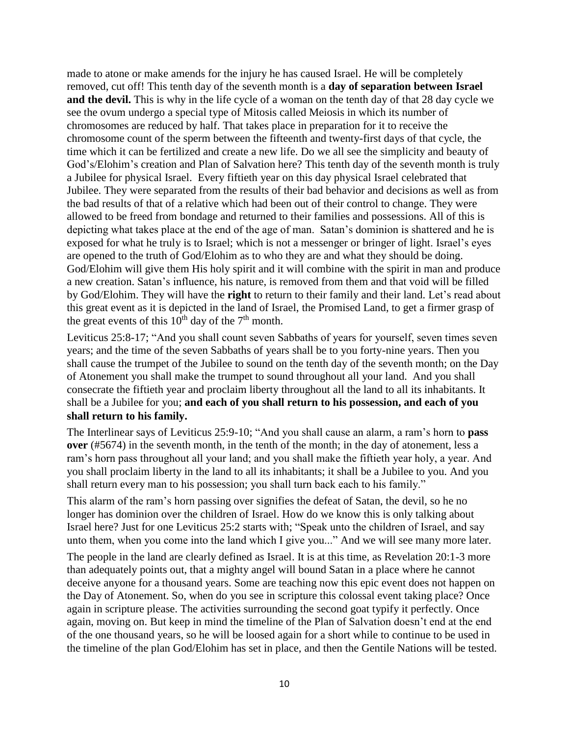made to atone or make amends for the injury he has caused Israel. He will be completely removed, cut off! This tenth day of the seventh month is a **day of separation between Israel and the devil.** This is why in the life cycle of a woman on the tenth day of that 28 day cycle we see the ovum undergo a special type of Mitosis called Meiosis in which its number of chromosomes are reduced by half. That takes place in preparation for it to receive the chromosome count of the sperm between the fifteenth and twenty-first days of that cycle, the time which it can be fertilized and create a new life. Do we all see the simplicity and beauty of God's/Elohim's creation and Plan of Salvation here? This tenth day of the seventh month is truly a Jubilee for physical Israel. Every fiftieth year on this day physical Israel celebrated that Jubilee. They were separated from the results of their bad behavior and decisions as well as from the bad results of that of a relative which had been out of their control to change. They were allowed to be freed from bondage and returned to their families and possessions. All of this is depicting what takes place at the end of the age of man. Satan's dominion is shattered and he is exposed for what he truly is to Israel; which is not a messenger or bringer of light. Israel's eyes are opened to the truth of God/Elohim as to who they are and what they should be doing. God/Elohim will give them His holy spirit and it will combine with the spirit in man and produce a new creation. Satan's influence, his nature, is removed from them and that void will be filled by God/Elohim. They will have the **right** to return to their family and their land. Let's read about this great event as it is depicted in the land of Israel, the Promised Land, to get a firmer grasp of the great events of this 10th day of the 7th month.

Leviticus 25:8-17; "And you shall count seven Sabbaths of years for yourself, seven times seven years; and the time of the seven Sabbaths of years shall be to you forty-nine years. Then you shall cause the trumpet of the Jubilee to sound on the tenth day of the seventh month; on the Day of Atonement you shall make the trumpet to sound throughout all your land. And you shall consecrate the fiftieth year and proclaim liberty throughout all the land to all its inhabitants. It shall be a Jubilee for you; **and each of you shall return to his possession, and each of you shall return to his family.**

The Interlinear says of Leviticus 25:9-10; "And you shall cause an alarm, a ram's horn to **pass over** (#5674) in the seventh month, in the tenth of the month; in the day of atonement, less a ram's horn pass throughout all your land; and you shall make the fiftieth year holy, a year. And you shall proclaim liberty in the land to all its inhabitants; it shall be a Jubilee to you. And you shall return every man to his possession; you shall turn back each to his family."

This alarm of the ram's horn passing over signifies the defeat of Satan, the devil, so he no longer has dominion over the children of Israel. How do we know this is only talking about Israel here? Just for one Leviticus 25:2 starts with; "Speak unto the children of Israel, and say unto them, when you come into the land which I give you..." And we will see many more later.

The people in the land are clearly defined as Israel. It is at this time, as Revelation 20:1-3 more than adequately points out, that a mighty angel will bound Satan in a place where he cannot deceive anyone for a thousand years. Some are teaching now this epic event does not happen on the Day of Atonement. So, when do you see in scripture this colossal event taking place? Once again in scripture please. The activities surrounding the second goat typify it perfectly. Once again, moving on. But keep in mind the timeline of the Plan of Salvation doesn't end at the end of the one thousand years, so he will be loosed again for a short while to continue to be used in the timeline of the plan God/Elohim has set in place, and then the Gentile Nations will be tested.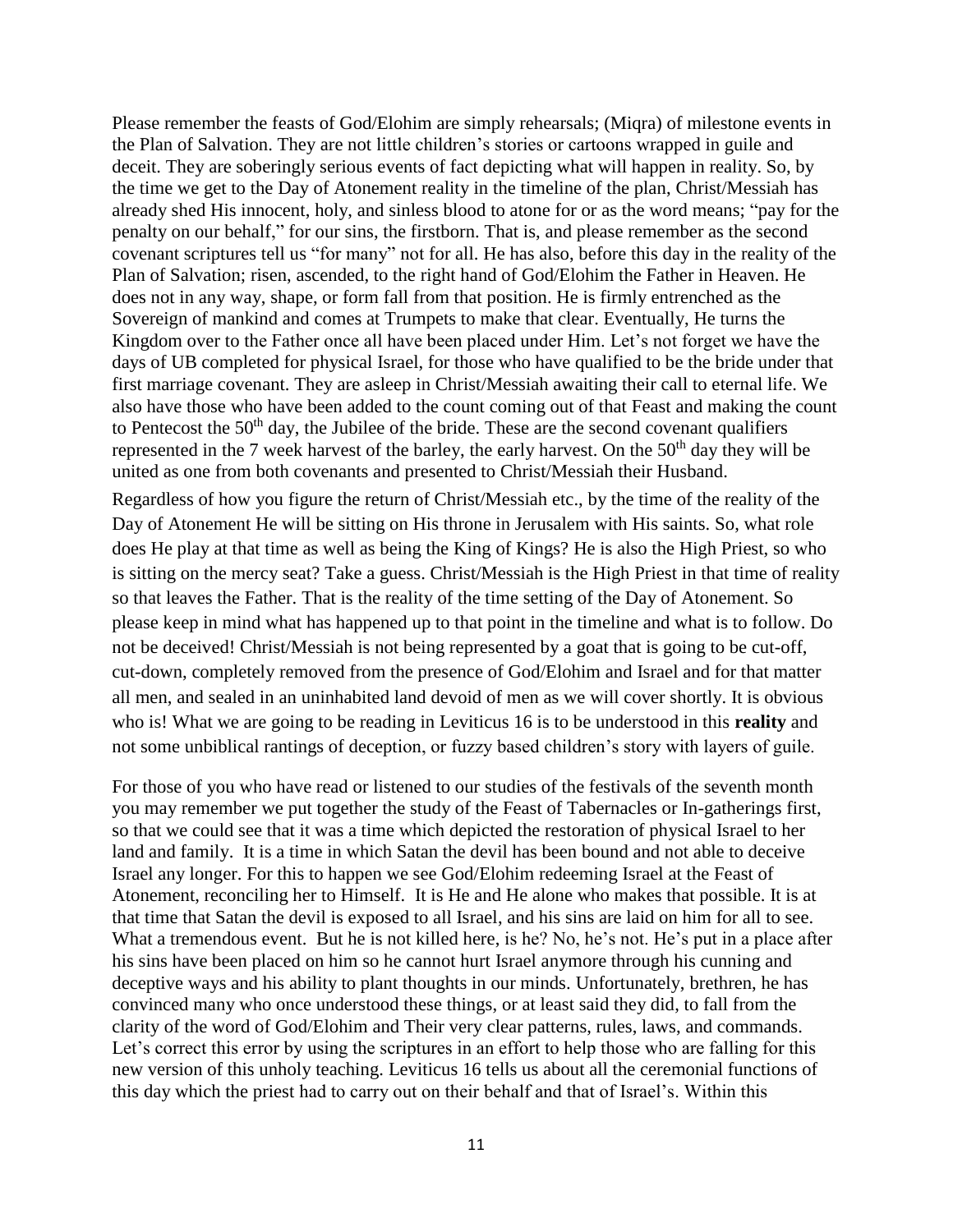Please remember the feasts of God/Elohim are simply rehearsals; (Miqra) of milestone events in the Plan of Salvation. They are not little children's stories or cartoons wrapped in guile and deceit. They are soberingly serious events of fact depicting what will happen in reality. So, by the time we get to the Day of Atonement reality in the timeline of the plan, Christ/Messiah has already shed His innocent, holy, and sinless blood to atone for or as the word means; "pay for the penalty on our behalf," for our sins, the firstborn. That is, and please remember as the second covenant scriptures tell us "for many" not for all. He has also, before this day in the reality of the Plan of Salvation; risen, ascended, to the right hand of God/Elohim the Father in Heaven. He does not in any way, shape, or form fall from that position. He is firmly entrenched as the Sovereign of mankind and comes at Trumpets to make that clear. Eventually, He turns the Kingdom over to the Father once all have been placed under Him. Let's not forget we have the days of UB completed for physical Israel, for those who have qualified to be the bride under that first marriage covenant. They are asleep in Christ/Messiah awaiting their call to eternal life. We also have those who have been added to the count coming out of that Feast and making the count to Pentecost the 50th day, the Jubilee of the bride. These are the second covenant qualifiers represented in the 7 week harvest of the barley, the early harvest. On the 50th day they will be united as one from both covenants and presented to Christ/Messiah their Husband.

Regardless of how you figure the return of Christ/Messiah etc., by the time of the reality of the Day of Atonement He will be sitting on His throne in Jerusalem with His saints. So, what role does He play at that time as well as being the King of Kings? He is also the High Priest, so who is sitting on the mercy seat? Take a guess. Christ/Messiah is the High Priest in that time of reality so that leaves the Father. That is the reality of the time setting of the Day of Atonement. So please keep in mind what has happened up to that point in the timeline and what is to follow. Do not be deceived! Christ/Messiah is not being represented by a goat that is going to be cut-off, cut-down, completely removed from the presence of God/Elohim and Israel and for that matter all men, and sealed in an uninhabited land devoid of men as we will cover shortly. It is obvious who is! What we are going to be reading in Leviticus 16 is to be understood in this **reality** and not some unbiblical rantings of deception, or fuzzy based children's story with layers of guile.

For those of you who have read or listened to our studies of the festivals of the seventh month you may remember we put together the study of the Feast of Tabernacles or In-gatherings first, so that we could see that it was a time which depicted the restoration of physical Israel to her land and family. It is a time in which Satan the devil has been bound and not able to deceive Israel any longer. For this to happen we see God/Elohim redeeming Israel at the Feast of Atonement, reconciling her to Himself. It is He and He alone who makes that possible. It is at that time that Satan the devil is exposed to all Israel, and his sins are laid on him for all to see. What a tremendous event. But he is not killed here, is he? No, he's not. He's put in a place after his sins have been placed on him so he cannot hurt Israel anymore through his cunning and deceptive ways and his ability to plant thoughts in our minds. Unfortunately, brethren, he has convinced many who once understood these things, or at least said they did, to fall from the clarity of the word of God/Elohim and Their very clear patterns, rules, laws, and commands. Let's correct this error by using the scriptures in an effort to help those who are falling for this new version of this unholy teaching. Leviticus 16 tells us about all the ceremonial functions of this day which the priest had to carry out on their behalf and that of Israel's. Within this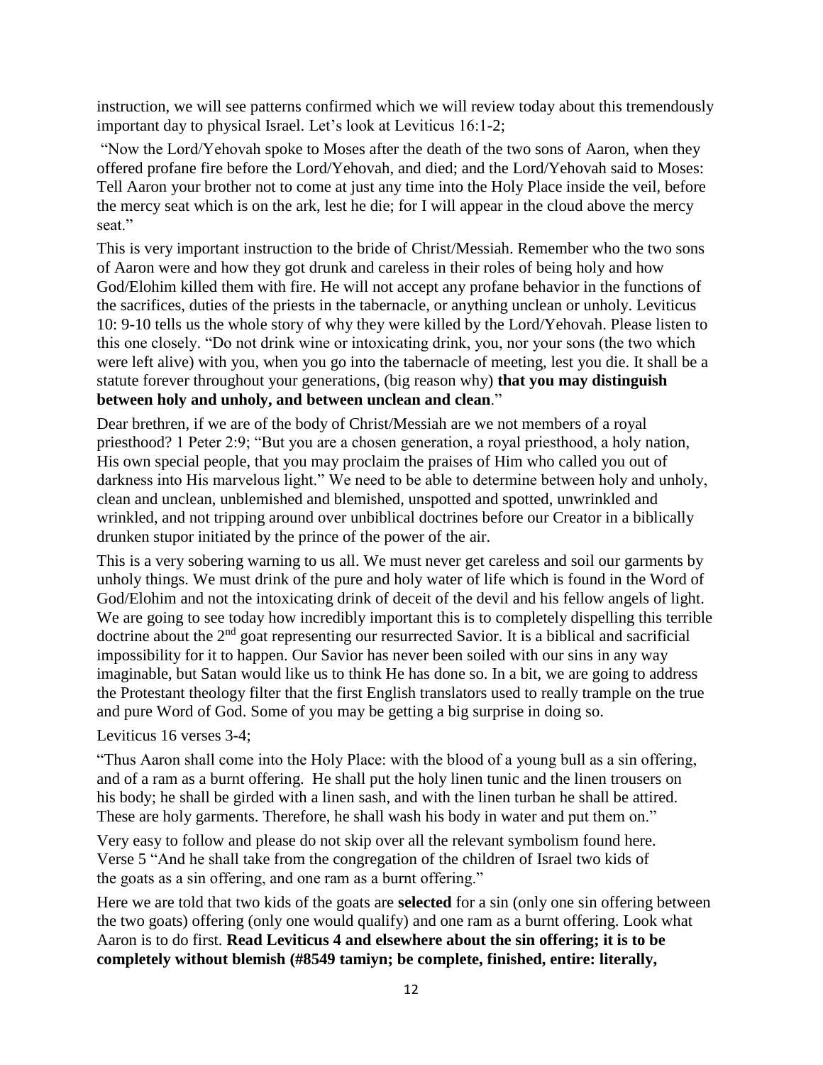instruction, we will see patterns confirmed which we will review today about this tremendously important day to physical Israel. Let's look at Leviticus 16:1-2;

"Now the Lord/Yehovah spoke to Moses after the death of the two sons of Aaron, when they offered profane fire before the Lord/Yehovah, and died; and the Lord/Yehovah said to Moses: Tell Aaron your brother not to come at just any time into the Holy Place inside the veil, before the mercy seat which is on the ark, lest he die; for I will appear in the cloud above the mercy seat."

This is very important instruction to the bride of Christ/Messiah. Remember who the two sons of Aaron were and how they got drunk and careless in their roles of being holy and how God/Elohim killed them with fire. He will not accept any profane behavior in the functions of the sacrifices, duties of the priests in the tabernacle, or anything unclean or unholy. Leviticus 10: 9-10 tells us the whole story of why they were killed by the Lord/Yehovah. Please listen to this one closely. "Do not drink wine or intoxicating drink, you, nor your sons (the two which were left alive) with you, when you go into the tabernacle of meeting, lest you die. It shall be a statute forever throughout your generations, (big reason why) **that you may distinguish between holy and unholy, and between unclean and clean**."

Dear brethren, if we are of the body of Christ/Messiah are we not members of a royal priesthood? 1 Peter 2:9; "But you are a chosen generation, a royal priesthood, a holy nation, His own special people, that you may proclaim the praises of Him who called you out of darkness into His marvelous light." We need to be able to determine between holy and unholy, clean and unclean, unblemished and blemished, unspotted and spotted, unwrinkled and wrinkled, and not tripping around over unbiblical doctrines before our Creator in a biblically drunken stupor initiated by the prince of the power of the air.

This is a very sobering warning to us all. We must never get careless and soil our garments by unholy things. We must drink of the pure and holy water of life which is found in the Word of God/Elohim and not the intoxicating drink of deceit of the devil and his fellow angels of light. We are going to see today how incredibly important this is to completely dispelling this terrible doctrine about the 2nd goat representing our resurrected Savior. It is a biblical and sacrificial impossibility for it to happen. Our Savior has never been soiled with our sins in any way imaginable, but Satan would like us to think He has done so. In a bit, we are going to address the Protestant theology filter that the first English translators used to really trample on the true and pure Word of God. Some of you may be getting a big surprise in doing so.

Leviticus 16 verses 3-4;

"Thus Aaron shall come into the Holy Place: with the blood of a young bull as a sin offering, and of a ram as a burnt offering. He shall put the holy linen tunic and the linen trousers on his body; he shall be girded with a linen sash, and with the linen turban he shall be attired. These are holy garments. Therefore, he shall wash his body in water and put them on."

Very easy to follow and please do not skip over all the relevant symbolism found here. Verse 5 "And he shall take from the congregation of the children of Israel two kids of the goats as a sin offering, and one ram as a burnt offering."

Here we are told that two kids of the goats are **selected** for a sin (only one sin offering between the two goats) offering (only one would qualify) and one ram as a burnt offering. Look what Aaron is to do first. **Read Leviticus 4 and elsewhere about the sin offering; it is to be completely without blemish (#8549 tamiyn; be complete, finished, entire: literally,**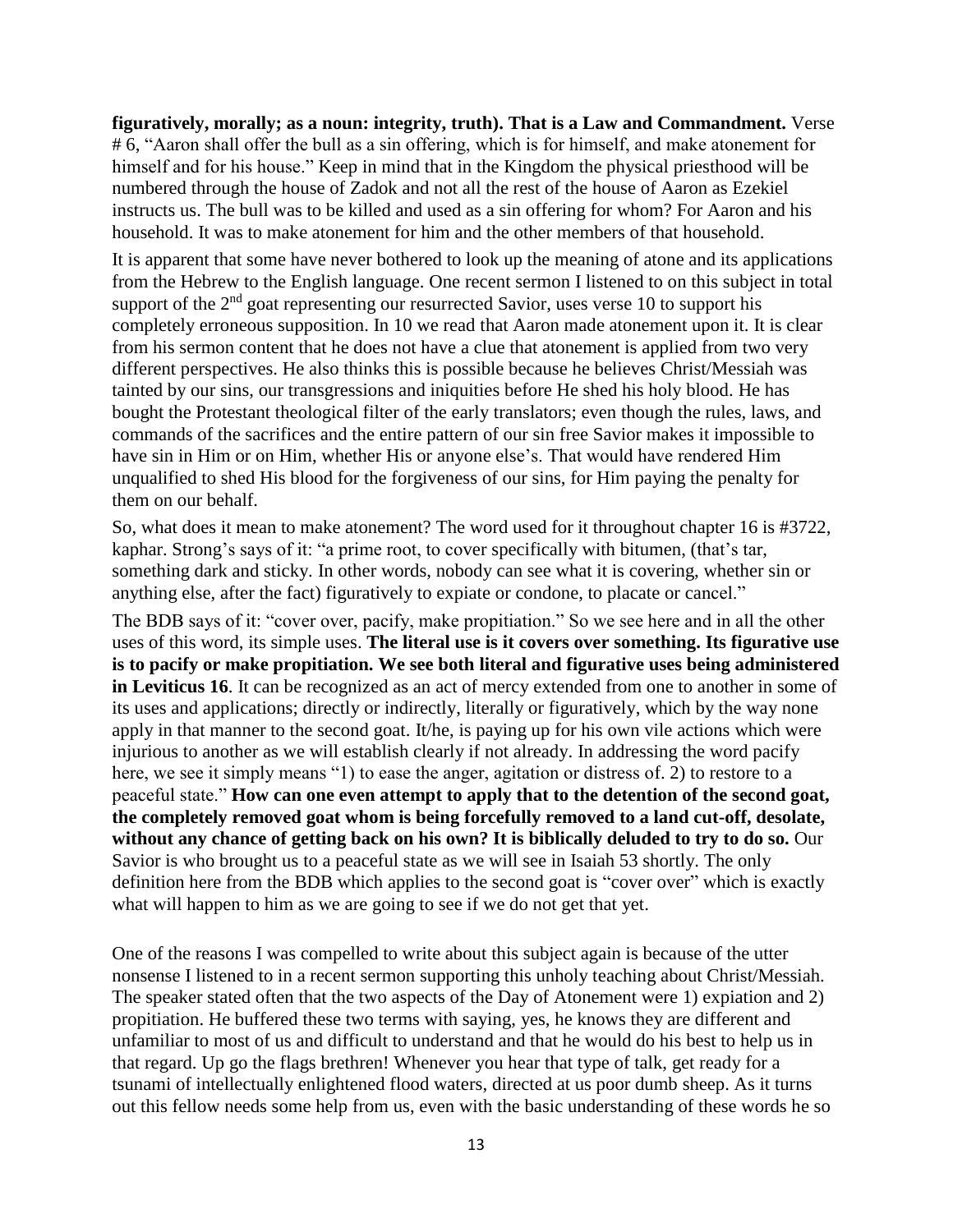**figuratively, morally; as a noun: integrity, truth). That is a Law and Commandment.** Verse # 6, "Aaron shall offer the bull as a sin offering, which is for himself, and make atonement for himself and for his house." Keep in mind that in the Kingdom the physical priesthood will be numbered through the house of Zadok and not all the rest of the house of Aaron as Ezekiel instructs us. The bull was to be killed and used as a sin offering for whom? For Aaron and his household. It was to make atonement for him and the other members of that household.

It is apparent that some have never bothered to look up the meaning of atone and its applications from the Hebrew to the English language. One recent sermon I listened to on this subject in total support of the 2nd goat representing our resurrected Savior, uses verse 10 to support his completely erroneous supposition. In 10 we read that Aaron made atonement upon it. It is clear from his sermon content that he does not have a clue that atonement is applied from two very different perspectives. He also thinks this is possible because he believes Christ/Messiah was tainted by our sins, our transgressions and iniquities before He shed his holy blood. He has bought the Protestant theological filter of the early translators; even though the rules, laws, and commands of the sacrifices and the entire pattern of our sin free Savior makes it impossible to have sin in Him or on Him, whether His or anyone else's. That would have rendered Him unqualified to shed His blood for the forgiveness of our sins, for Him paying the penalty for them on our behalf.

So, what does it mean to make atonement? The word used for it throughout chapter 16 is #3722, kaphar. Strong's says of it: "a prime root, to cover specifically with bitumen, (that's tar, something dark and sticky. In other words, nobody can see what it is covering, whether sin or anything else, after the fact) figuratively to expiate or condone, to placate or cancel."

The BDB says of it: "cover over, pacify, make propitiation." So we see here and in all the other uses of this word, its simple uses. **The literal use is it covers over something. Its figurative use is to pacify or make propitiation. We see both literal and figurative uses being administered in Leviticus 16**. It can be recognized as an act of mercy extended from one to another in some of its uses and applications; directly or indirectly, literally or figuratively, which by the way none apply in that manner to the second goat. It/he, is paying up for his own vile actions which were injurious to another as we will establish clearly if not already. In addressing the word pacify here, we see it simply means "1) to ease the anger, agitation or distress of. 2) to restore to a peaceful state." **How can one even attempt to apply that to the detention of the second goat, the completely removed goat whom is being forcefully removed to a land cut-off, desolate, without any chance of getting back on his own? It is biblically deluded to try to do so.** Our Savior is who brought us to a peaceful state as we will see in Isaiah 53 shortly. The only definition here from the BDB which applies to the second goat is "cover over" which is exactly what will happen to him as we are going to see if we do not get that yet.

One of the reasons I was compelled to write about this subject again is because of the utter nonsense I listened to in a recent sermon supporting this unholy teaching about Christ/Messiah. The speaker stated often that the two aspects of the Day of Atonement were 1) expiation and 2) propitiation. He buffered these two terms with saying, yes, he knows they are different and unfamiliar to most of us and difficult to understand and that he would do his best to help us in that regard. Up go the flags brethren! Whenever you hear that type of talk, get ready for a tsunami of intellectually enlightened flood waters, directed at us poor dumb sheep. As it turns out this fellow needs some help from us, even with the basic understanding of these words he so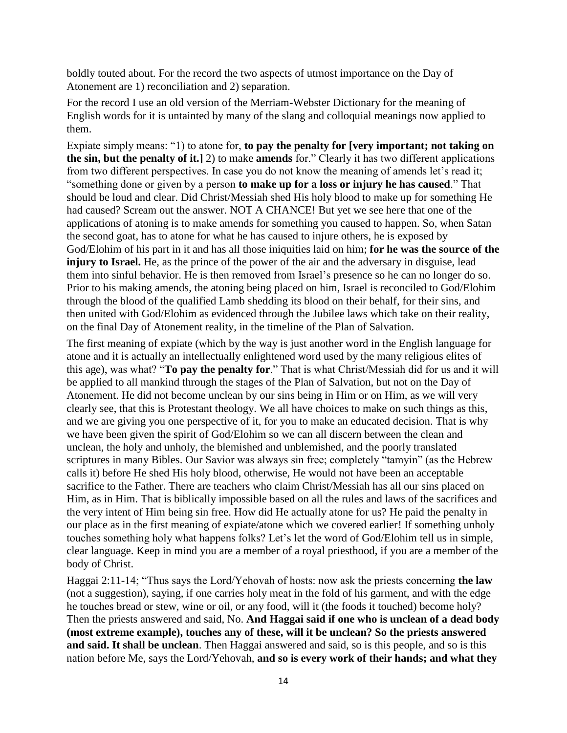boldly touted about. For the record the two aspects of utmost importance on the Day of Atonement are 1) reconciliation and 2) separation.

For the record I use an old version of the Merriam-Webster Dictionary for the meaning of English words for it is untainted by many of the slang and colloquial meanings now applied to them.

Expiate simply means: "1) to atone for, **to pay the penalty for [very important; not taking on the sin, but the penalty of it.]** 2) to make **amends** for." Clearly it has two different applications from two different perspectives. In case you do not know the meaning of amends let's read it; "something done or given by a person **to make up for a loss or injury he has caused**." That should be loud and clear. Did Christ/Messiah shed His holy blood to make up for something He had caused? Scream out the answer. NOT A CHANCE! But yet we see here that one of the applications of atoning is to make amends for something you caused to happen. So, when Satan the second goat, has to atone for what he has caused to injure others, he is exposed by God/Elohim of his part in it and has all those iniquities laid on him; **for he was the source of the injury to Israel.** He, as the prince of the power of the air and the adversary in disguise, lead them into sinful behavior. He is then removed from Israel's presence so he can no longer do so. Prior to his making amends, the atoning being placed on him, Israel is reconciled to God/Elohim through the blood of the qualified Lamb shedding its blood on their behalf, for their sins, and then united with God/Elohim as evidenced through the Jubilee laws which take on their reality, on the final Day of Atonement reality, in the timeline of the Plan of Salvation.

The first meaning of expiate (which by the way is just another word in the English language for atone and it is actually an intellectually enlightened word used by the many religious elites of this age), was what? "**To pay the penalty for**." That is what Christ/Messiah did for us and it will be applied to all mankind through the stages of the Plan of Salvation, but not on the Day of Atonement. He did not become unclean by our sins being in Him or on Him, as we will very clearly see, that this is Protestant theology. We all have choices to make on such things as this, and we are giving you one perspective of it, for you to make an educated decision. That is why we have been given the spirit of God/Elohim so we can all discern between the clean and unclean, the holy and unholy, the blemished and unblemished, and the poorly translated scriptures in many Bibles. Our Savior was always sin free; completely "tamyin" (as the Hebrew calls it) before He shed His holy blood, otherwise, He would not have been an acceptable sacrifice to the Father. There are teachers who claim Christ/Messiah has all our sins placed on Him, as in Him. That is biblically impossible based on all the rules and laws of the sacrifices and the very intent of Him being sin free. How did He actually atone for us? He paid the penalty in our place as in the first meaning of expiate/atone which we covered earlier! If something unholy touches something holy what happens folks? Let's let the word of God/Elohim tell us in simple, clear language. Keep in mind you are a member of a royal priesthood, if you are a member of the body of Christ.

Haggai 2:11-14; "Thus says the Lord/Yehovah of hosts: now ask the priests concerning **the law** (not a suggestion), saying, if one carries holy meat in the fold of his garment, and with the edge he touches bread or stew, wine or oil, or any food, will it (the foods it touched) become holy? Then the priests answered and said, No. **And Haggai said if one who is unclean of a dead body (most extreme example), touches any of these, will it be unclean? So the priests answered and said. It shall be unclean**. Then Haggai answered and said, so is this people, and so is this nation before Me, says the Lord/Yehovah, **and so is every work of their hands; and what they**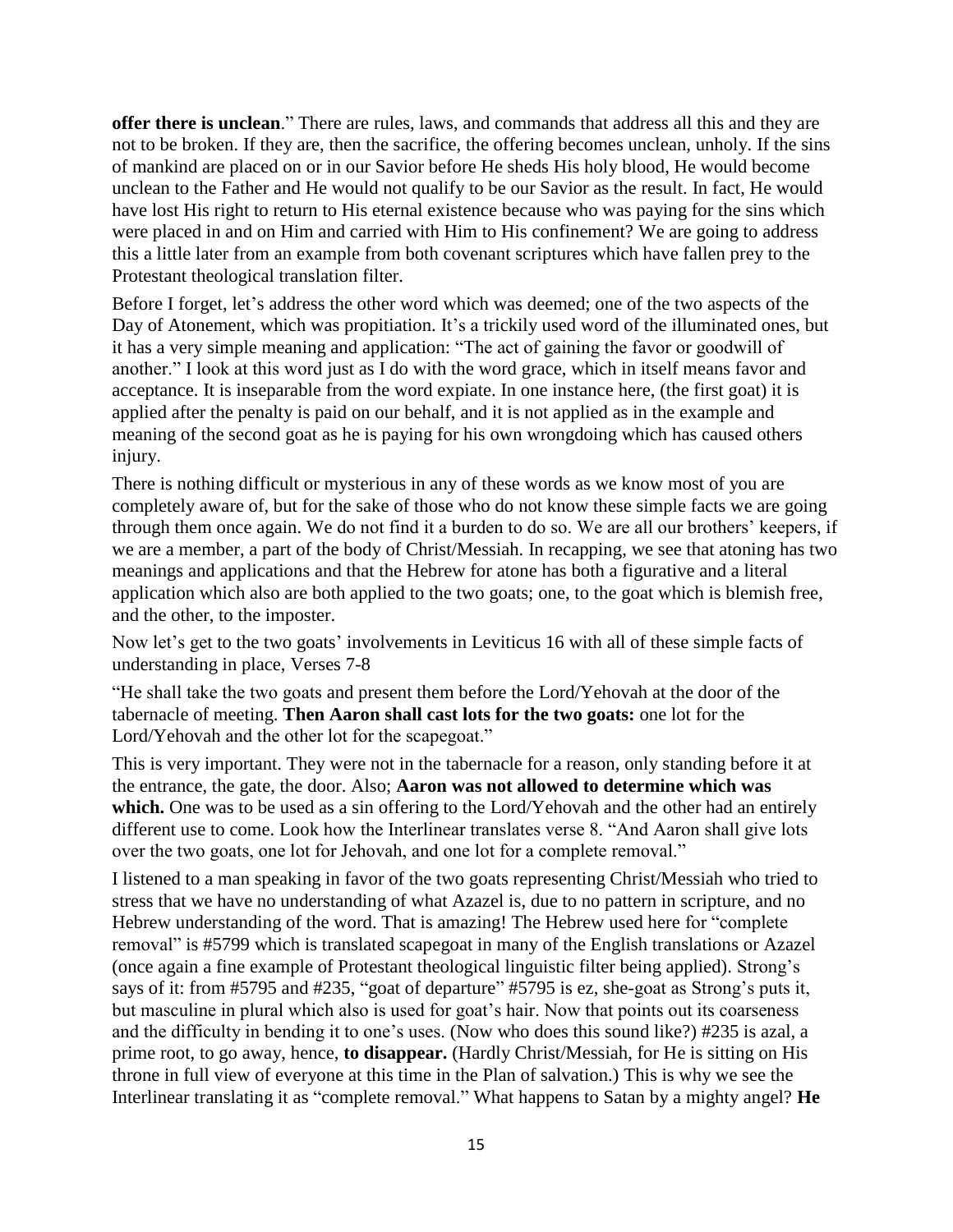**offer there is unclean**." There are rules, laws, and commands that address all this and they are not to be broken. If they are, then the sacrifice, the offering becomes unclean, unholy. If the sins of mankind are placed on or in our Savior before He sheds His holy blood, He would become unclean to the Father and He would not qualify to be our Savior as the result. In fact, He would have lost His right to return to His eternal existence because who was paying for the sins which were placed in and on Him and carried with Him to His confinement? We are going to address this a little later from an example from both covenant scriptures which have fallen prey to the Protestant theological translation filter.

Before I forget, let's address the other word which was deemed; one of the two aspects of the Day of Atonement, which was propitiation. It's a trickily used word of the illuminated ones, but it has a very simple meaning and application: "The act of gaining the favor or goodwill of another." I look at this word just as I do with the word grace, which in itself means favor and acceptance. It is inseparable from the word expiate. In one instance here, (the first goat) it is applied after the penalty is paid on our behalf, and it is not applied as in the example and meaning of the second goat as he is paying for his own wrongdoing which has caused others injury.

There is nothing difficult or mysterious in any of these words as we know most of you are completely aware of, but for the sake of those who do not know these simple facts we are going through them once again. We do not find it a burden to do so. We are all our brothers' keepers, if we are a member, a part of the body of Christ/Messiah. In recapping, we see that atoning has two meanings and applications and that the Hebrew for atone has both a figurative and a literal application which also are both applied to the two goats; one, to the goat which is blemish free, and the other, to the imposter.

Now let's get to the two goats' involvements in Leviticus 16 with all of these simple facts of understanding in place, Verses 7-8

"He shall take the two goats and present them before the Lord/Yehovah at the door of the tabernacle of meeting. **Then Aaron shall cast lots for the two goats:** one lot for the Lord/Yehovah and the other lot for the scapegoat."

This is very important. They were not in the tabernacle for a reason, only standing before it at the entrance, the gate, the door. Also; **Aaron was not allowed to determine which was which.** One was to be used as a sin offering to the Lord/Yehovah and the other had an entirely different use to come. Look how the Interlinear translates verse 8. "And Aaron shall give lots over the two goats, one lot for Jehovah, and one lot for a complete removal."

I listened to a man speaking in favor of the two goats representing Christ/Messiah who tried to stress that we have no understanding of what Azazel is, due to no pattern in scripture, and no Hebrew understanding of the word. That is amazing! The Hebrew used here for "complete removal" is #5799 which is translated scapegoat in many of the English translations or Azazel (once again a fine example of Protestant theological linguistic filter being applied). Strong's says of it: from #5795 and #235, "goat of departure" #5795 is ez, she-goat as Strong's puts it, but masculine in plural which also is used for goat's hair. Now that points out its coarseness and the difficulty in bending it to one's uses. (Now who does this sound like?) #235 is azal, a prime root, to go away, hence, **to disappear.** (Hardly Christ/Messiah, for He is sitting on His throne in full view of everyone at this time in the Plan of salvation.) This is why we see the Interlinear translating it as "complete removal." What happens to Satan by a mighty angel? **He**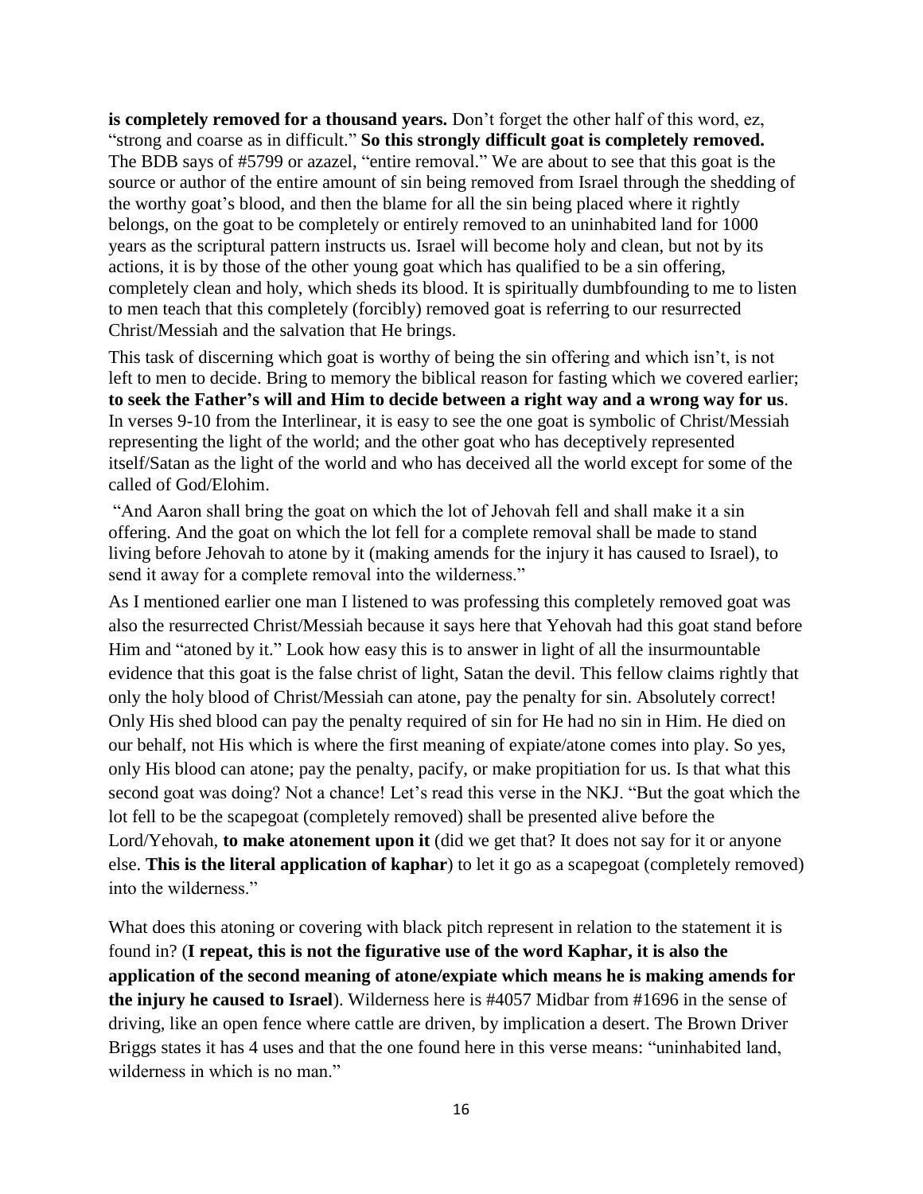**is completely removed for a thousand years.** Don't forget the other half of this word, ez, "strong and coarse as in difficult." **So this strongly difficult goat is completely removed.** The BDB says of #5799 or azazel, "entire removal." We are about to see that this goat is the source or author of the entire amount of sin being removed from Israel through the shedding of the worthy goat's blood, and then the blame for all the sin being placed where it rightly belongs, on the goat to be completely or entirely removed to an uninhabited land for 1000 years as the scriptural pattern instructs us. Israel will become holy and clean, but not by its actions, it is by those of the other young goat which has qualified to be a sin offering, completely clean and holy, which sheds its blood. It is spiritually dumbfounding to me to listen to men teach that this completely (forcibly) removed goat is referring to our resurrected Christ/Messiah and the salvation that He brings.

This task of discerning which goat is worthy of being the sin offering and which isn't, is not left to men to decide. Bring to memory the biblical reason for fasting which we covered earlier; **to seek the Father's will and Him to decide between a right way and a wrong way for us**. In verses 9-10 from the Interlinear, it is easy to see the one goat is symbolic of Christ/Messiah representing the light of the world; and the other goat who has deceptively represented itself/Satan as the light of the world and who has deceived all the world except for some of the called of God/Elohim.

"And Aaron shall bring the goat on which the lot of Jehovah fell and shall make it a sin offering. And the goat on which the lot fell for a complete removal shall be made to stand living before Jehovah to atone by it (making amends for the injury it has caused to Israel), to send it away for a complete removal into the wilderness."

As I mentioned earlier one man I listened to was professing this completely removed goat was also the resurrected Christ/Messiah because it says here that Yehovah had this goat stand before Him and "atoned by it." Look how easy this is to answer in light of all the insurmountable evidence that this goat is the false christ of light, Satan the devil. This fellow claims rightly that only the holy blood of Christ/Messiah can atone, pay the penalty for sin. Absolutely correct! Only His shed blood can pay the penalty required of sin for He had no sin in Him. He died on our behalf, not His which is where the first meaning of expiate/atone comes into play. So yes, only His blood can atone; pay the penalty, pacify, or make propitiation for us. Is that what this second goat was doing? Not a chance! Let's read this verse in the NKJ. "But the goat which the lot fell to be the scapegoat (completely removed) shall be presented alive before the Lord/Yehovah, **to make atonement upon it** (did we get that? It does not say for it or anyone else. **This is the literal application of kaphar**) to let it go as a scapegoat (completely removed) into the wilderness."

What does this atoning or covering with black pitch represent in relation to the statement it is found in? (**I repeat, this is not the figurative use of the word Kaphar, it is also the application of the second meaning of atone/expiate which means he is making amends for the injury he caused to Israel**). Wilderness here is #4057 Midbar from #1696 in the sense of driving, like an open fence where cattle are driven, by implication a desert. The Brown Driver Briggs states it has 4 uses and that the one found here in this verse means: "uninhabited land, wilderness in which is no man."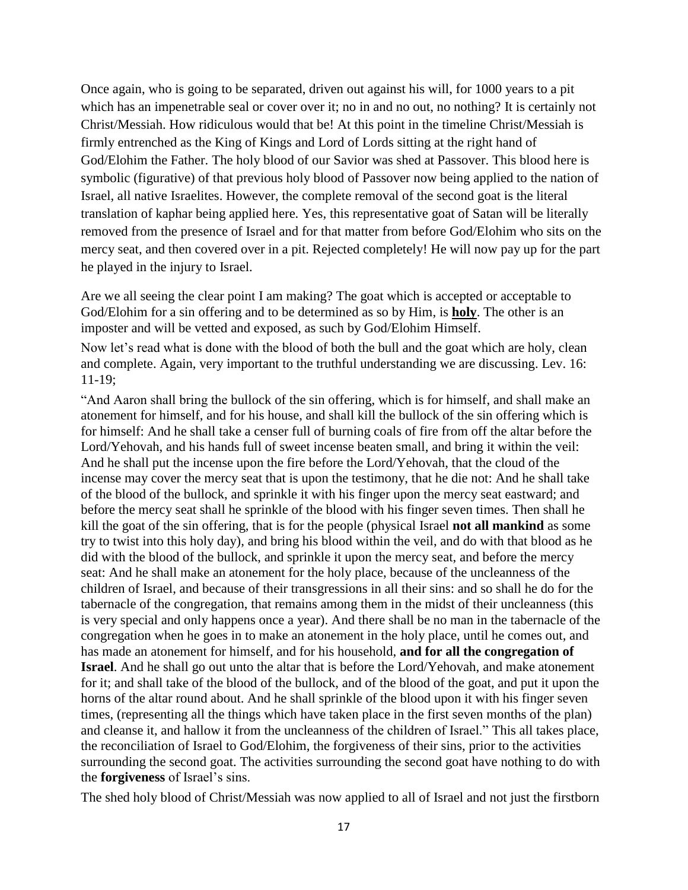Once again, who is going to be separated, driven out against his will, for 1000 years to a pit which has an impenetrable seal or cover over it; no in and no out, no nothing? It is certainly not Christ/Messiah. How ridiculous would that be! At this point in the timeline Christ/Messiah is firmly entrenched as the King of Kings and Lord of Lords sitting at the right hand of God/Elohim the Father. The holy blood of our Savior was shed at Passover. This blood here is symbolic (figurative) of that previous holy blood of Passover now being applied to the nation of Israel, all native Israelites. However, the complete removal of the second goat is the literal translation of kaphar being applied here. Yes, this representative goat of Satan will be literally removed from the presence of Israel and for that matter from before God/Elohim who sits on the mercy seat, and then covered over in a pit. Rejected completely! He will now pay up for the part he played in the injury to Israel.

Are we all seeing the clear point I am making? The goat which is accepted or acceptable to God/Elohim for a sin offering and to be determined as so by Him, is <u>**holy**</u>. The other is an imposter and will be vetted and exposed, as such by God/Elohim Himself.

Now let's read what is done with the blood of both the bull and the goat which are holy, clean and complete. Again, very important to the truthful understanding we are discussing. Lev. 16: 11-19;

"And Aaron shall bring the bullock of the sin offering, which is for himself, and shall make an atonement for himself, and for his house, and shall kill the bullock of the sin offering which is for himself: And he shall take a censer full of burning coals of fire from off the altar before the Lord/Yehovah, and his hands full of sweet incense beaten small, and bring it within the veil: And he shall put the incense upon the fire before the Lord/Yehovah, that the cloud of the incense may cover the mercy seat that is upon the testimony, that he die not: And he shall take of the blood of the bullock, and sprinkle it with his finger upon the mercy seat eastward; and before the mercy seat shall he sprinkle of the blood with his finger seven times. Then shall he kill the goat of the sin offering, that is for the people (physical Israel **not all mankind** as some try to twist into this holy day), and bring his blood within the veil, and do with that blood as he did with the blood of the bullock, and sprinkle it upon the mercy seat, and before the mercy seat: And he shall make an atonement for the holy place, because of the uncleanness of the children of Israel, and because of their transgressions in all their sins: and so shall he do for the tabernacle of the congregation, that remains among them in the midst of their uncleanness (this is very special and only happens once a year). And there shall be no man in the tabernacle of the congregation when he goes in to make an atonement in the holy place, until he comes out, and has made an atonement for himself, and for his household, **and for all the congregation of Israel**. And he shall go out unto the altar that is before the Lord/Yehovah, and make atonement for it; and shall take of the blood of the bullock, and of the blood of the goat, and put it upon the horns of the altar round about. And he shall sprinkle of the blood upon it with his finger seven times, (representing all the things which have taken place in the first seven months of the plan) and cleanse it, and hallow it from the uncleanness of the children of Israel." This all takes place, the reconciliation of Israel to God/Elohim, the forgiveness of their sins, prior to the activities surrounding the second goat. The activities surrounding the second goat have nothing to do with the **forgiveness** of Israel's sins.

The shed holy blood of Christ/Messiah was now applied to all of Israel and not just the firstborn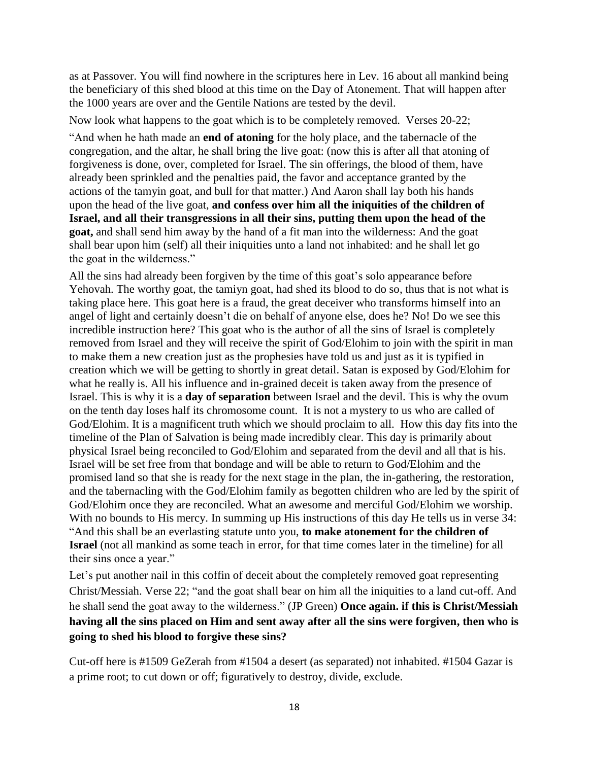as at Passover. You will find nowhere in the scriptures here in Lev. 16 about all mankind being the beneficiary of this shed blood at this time on the Day of Atonement. That will happen after the 1000 years are over and the Gentile Nations are tested by the devil.

Now look what happens to the goat which is to be completely removed. Verses 20-22;

"And when he hath made an **end of atoning** for the holy place, and the tabernacle of the congregation, and the altar, he shall bring the live goat: (now this is after all that atoning of forgiveness is done, over, completed for Israel. The sin offerings, the blood of them, have already been sprinkled and the penalties paid, the favor and acceptance granted by the actions of the tamyin goat, and bull for that matter.) And Aaron shall lay both his hands upon the head of the live goat, **and confess over him all the iniquities of the children of Israel, and all their transgressions in all their sins, putting them upon the head of the goat,** and shall send him away by the hand of a fit man into the wilderness: And the goat shall bear upon him (self) all their iniquities unto a land not inhabited: and he shall let go the goat in the wilderness."

All the sins had already been forgiven by the time of this goat's solo appearance before Yehovah. The worthy goat, the tamiyn goat, had shed its blood to do so, thus that is not what is taking place here. This goat here is a fraud, the great deceiver who transforms himself into an angel of light and certainly doesn't die on behalf of anyone else, does he? No! Do we see this incredible instruction here? This goat who is the author of all the sins of Israel is completely removed from Israel and they will receive the spirit of God/Elohim to join with the spirit in man to make them a new creation just as the prophesies have told us and just as it is typified in creation which we will be getting to shortly in great detail. Satan is exposed by God/Elohim for what he really is. All his influence and in-grained deceit is taken away from the presence of Israel. This is why it is a **day of separation** between Israel and the devil. This is why the ovum on the tenth day loses half its chromosome count. It is not a mystery to us who are called of God/Elohim. It is a magnificent truth which we should proclaim to all. How this day fits into the timeline of the Plan of Salvation is being made incredibly clear. This day is primarily about physical Israel being reconciled to God/Elohim and separated from the devil and all that is his. Israel will be set free from that bondage and will be able to return to God/Elohim and the promised land so that she is ready for the next stage in the plan, the in-gathering, the restoration, and the tabernacling with the God/Elohim family as begotten children who are led by the spirit of God/Elohim once they are reconciled. What an awesome and merciful God/Elohim we worship. With no bounds to His mercy. In summing up His instructions of this day He tells us in verse 34: "And this shall be an everlasting statute unto you, **to make atonement for the children of Israel** (not all mankind as some teach in error, for that time comes later in the timeline) for all their sins once a year."

Let's put another nail in this coffin of deceit about the completely removed goat representing Christ/Messiah. Verse 22; "and the goat shall bear on him all the iniquities to a land cut-off. And he shall send the goat away to the wilderness." (JP Green) **Once again. if this is Christ/Messiah having all the sins placed on Him and sent away after all the sins were forgiven, then who is going to shed his blood to forgive these sins?**

Cut-off here is #1509 GeZerah from #1504 a desert (as separated) not inhabited. #1504 Gazar is a prime root; to cut down or off; figuratively to destroy, divide, exclude.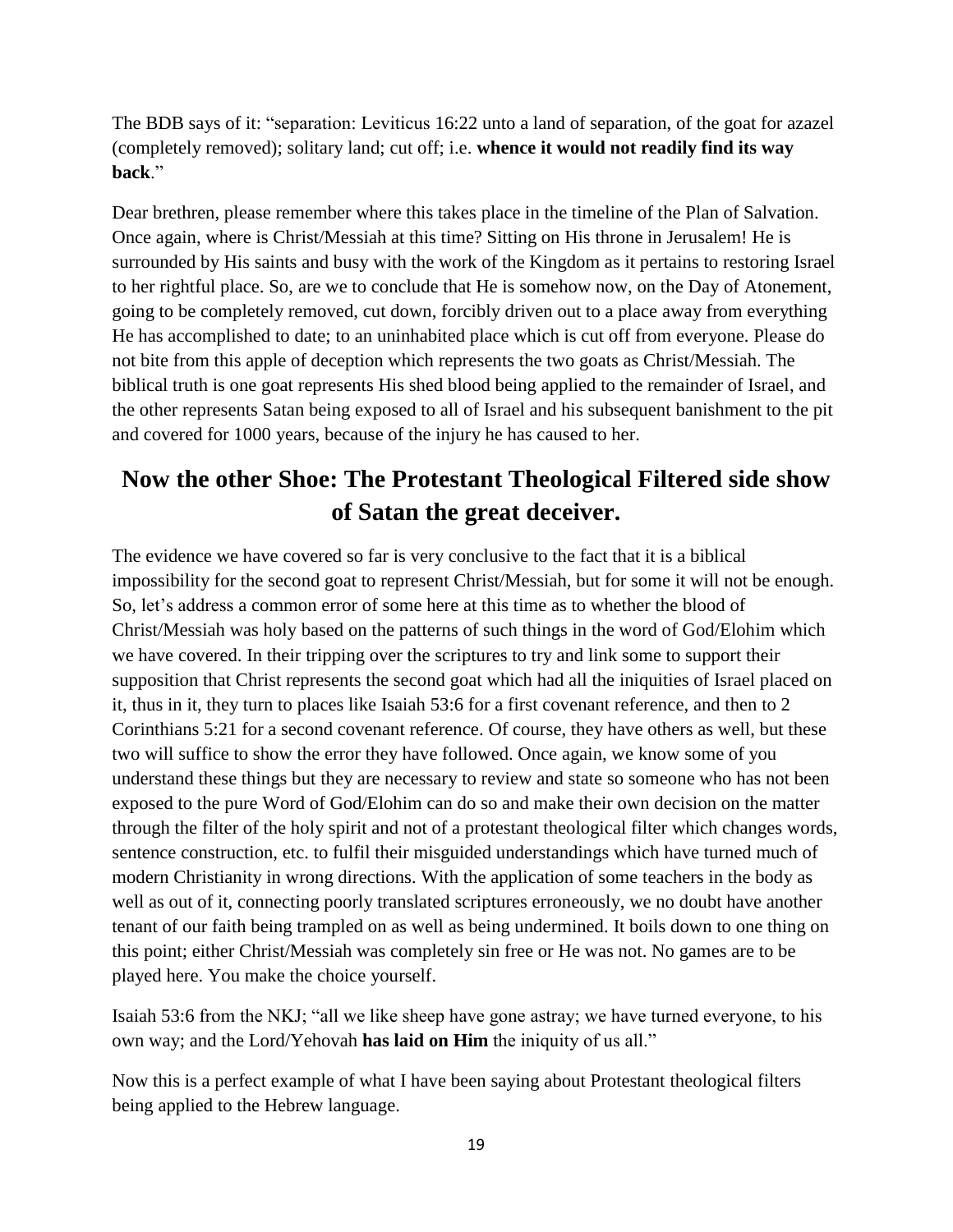The BDB says of it: "separation: Leviticus 16:22 unto a land of separation, of the goat for azazel (completely removed); solitary land; cut off; i.e. **whence it would not readily find its way back**."

Dear brethren, please remember where this takes place in the timeline of the Plan of Salvation. Once again, where is Christ/Messiah at this time? Sitting on His throne in Jerusalem! He is surrounded by His saints and busy with the work of the Kingdom as it pertains to restoring Israel to her rightful place. So, are we to conclude that He is somehow now, on the Day of Atonement, going to be completely removed, cut down, forcibly driven out to a place away from everything He has accomplished to date; to an uninhabited place which is cut off from everyone. Please do not bite from this apple of deception which represents the two goats as Christ/Messiah. The biblical truth is one goat represents His shed blood being applied to the remainder of Israel, and the other represents Satan being exposed to all of Israel and his subsequent banishment to the pit and covered for 1000 years, because of the injury he has caused to her.

## Now the other Shoe: The Protestant Theological Filtered side show of Satan the great deceiver.

The evidence we have covered so far is very conclusive to the fact that it is a biblical impossibility for the second goat to represent Christ/Messiah, but for some it will not be enough. So, let's address a common error of some here at this time as to whether the blood of Christ/Messiah was holy based on the patterns of such things in the word of God/Elohim which we have covered. In their tripping over the scriptures to try and link some to support their supposition that Christ represents the second goat which had all the iniquities of Israel placed on it, thus in it, they turn to places like Isaiah 53:6 for a first covenant reference, and then to 2 Corinthians 5:21 for a second covenant reference. Of course, they have others as well, but these two will suffice to show the error they have followed. Once again, we know some of you understand these things but they are necessary to review and state so someone who has not been exposed to the pure Word of God/Elohim can do so and make their own decision on the matter through the filter of the holy spirit and not of a protestant theological filter which changes words, sentence construction, etc. to fulfil their misguided understandings which have turned much of modern Christianity in wrong directions. With the application of some teachers in the body as well as out of it, connecting poorly translated scriptures erroneously, we no doubt have another tenant of our faith being trampled on as well as being undermined. It boils down to one thing on this point; either Christ/Messiah was completely sin free or He was not. No games are to be played here. You make the choice yourself.

Isaiah 53:6 from the NKJ; "all we like sheep have gone astray; we have turned everyone, to his own way; and the Lord/Yehovah **has laid on Him** the iniquity of us all."

Now this is a perfect example of what I have been saying about Protestant theological filters being applied to the Hebrew language.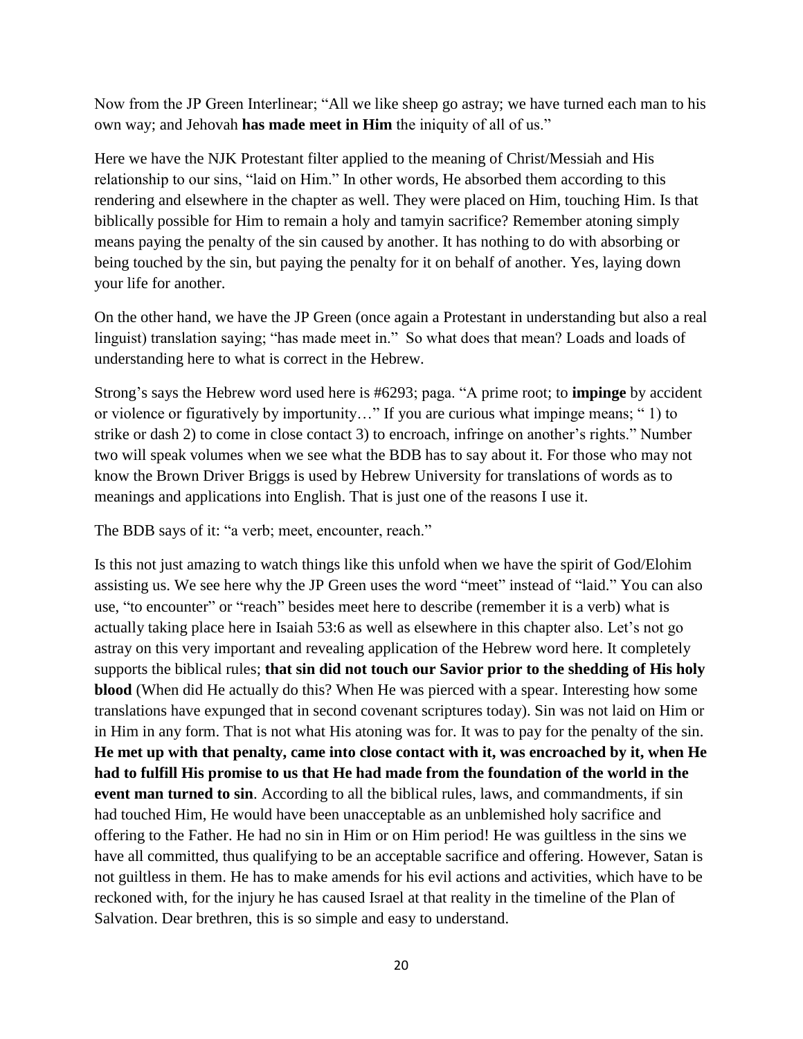Now from the JP Green Interlinear; "All we like sheep go astray; we have turned each man to his own way; and Jehovah **has made meet in Him** the iniquity of all of us."

Here we have the NJK Protestant filter applied to the meaning of Christ/Messiah and His relationship to our sins, "laid on Him." In other words, He absorbed them according to this rendering and elsewhere in the chapter as well. They were placed on Him, touching Him. Is that biblically possible for Him to remain a holy and tamyin sacrifice? Remember atoning simply means paying the penalty of the sin caused by another. It has nothing to do with absorbing or being touched by the sin, but paying the penalty for it on behalf of another. Yes, laying down your life for another.

On the other hand, we have the JP Green (once again a Protestant in understanding but also a real linguist) translation saying; "has made meet in." So what does that mean? Loads and loads of understanding here to what is correct in the Hebrew.

Strong's says the Hebrew word used here is #6293; paga. "A prime root; to **impinge** by accident or violence or figuratively by importunity…" If you are curious what impinge means; " 1) to strike or dash 2) to come in close contact 3) to encroach, infringe on another's rights." Number two will speak volumes when we see what the BDB has to say about it. For those who may not know the Brown Driver Briggs is used by Hebrew University for translations of words as to meanings and applications into English. That is just one of the reasons I use it.

The BDB says of it: "a verb; meet, encounter, reach."

Is this not just amazing to watch things like this unfold when we have the spirit of God/Elohim assisting us. We see here why the JP Green uses the word "meet" instead of "laid." You can also use, "to encounter" or "reach" besides meet here to describe (remember it is a verb) what is actually taking place here in Isaiah 53:6 as well as elsewhere in this chapter also. Let's not go astray on this very important and revealing application of the Hebrew word here. It completely supports the biblical rules; **that sin did not touch our Savior prior to the shedding of His holy blood** (When did He actually do this? When He was pierced with a spear. Interesting how some translations have expunged that in second covenant scriptures today). Sin was not laid on Him or in Him in any form. That is not what His atoning was for. It was to pay for the penalty of the sin. **He met up with that penalty, came into close contact with it, was encroached by it, when He had to fulfill His promise to us that He had made from the foundation of the world in the event man turned to sin**. According to all the biblical rules, laws, and commandments, if sin had touched Him, He would have been unacceptable as an unblemished holy sacrifice and offering to the Father. He had no sin in Him or on Him period! He was guiltless in the sins we have all committed, thus qualifying to be an acceptable sacrifice and offering. However, Satan is not guiltless in them. He has to make amends for his evil actions and activities, which have to be reckoned with, for the injury he has caused Israel at that reality in the timeline of the Plan of Salvation. Dear brethren, this is so simple and easy to understand.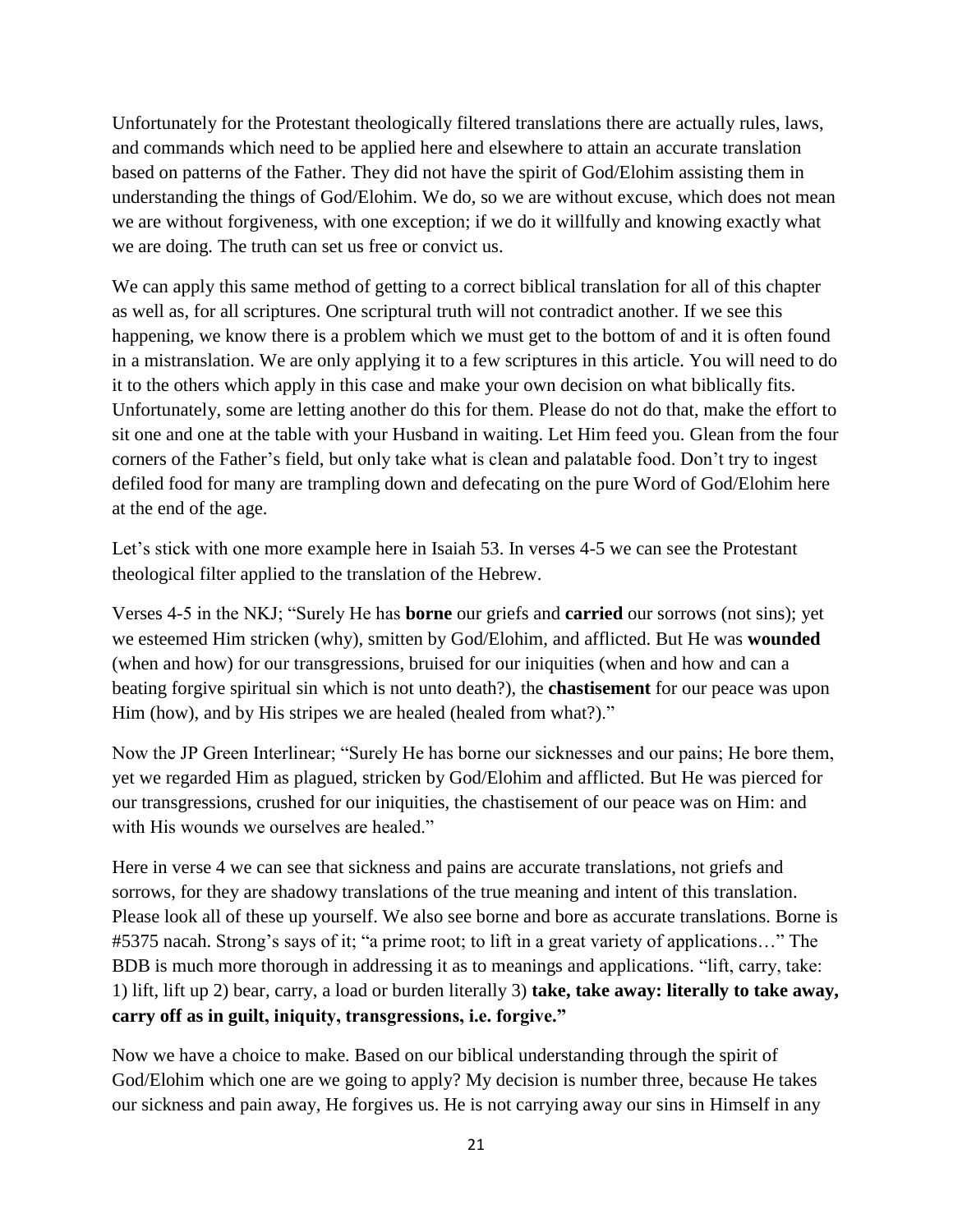Unfortunately for the Protestant theologically filtered translations there are actually rules, laws, and commands which need to be applied here and elsewhere to attain an accurate translation based on patterns of the Father. They did not have the spirit of God/Elohim assisting them in understanding the things of God/Elohim. We do, so we are without excuse, which does not mean we are without forgiveness, with one exception; if we do it willfully and knowing exactly what we are doing. The truth can set us free or convict us.

We can apply this same method of getting to a correct biblical translation for all of this chapter as well as, for all scriptures. One scriptural truth will not contradict another. If we see this happening, we know there is a problem which we must get to the bottom of and it is often found in a mistranslation. We are only applying it to a few scriptures in this article. You will need to do it to the others which apply in this case and make your own decision on what biblically fits. Unfortunately, some are letting another do this for them. Please do not do that, make the effort to sit one and one at the table with your Husband in waiting. Let Him feed you. Glean from the four corners of the Father's field, but only take what is clean and palatable food. Don't try to ingest defiled food for many are trampling down and defecating on the pure Word of God/Elohim here at the end of the age.

Let's stick with one more example here in Isaiah 53. In verses 4-5 we can see the Protestant theological filter applied to the translation of the Hebrew.

Verses 4-5 in the NKJ; "Surely He has **borne** our griefs and **carried** our sorrows (not sins); yet we esteemed Him stricken (why), smitten by God/Elohim, and afflicted. But He was **wounded** (when and how) for our transgressions, bruised for our iniquities (when and how and can a beating forgive spiritual sin which is not unto death?), the **chastisement** for our peace was upon Him (how), and by His stripes we are healed (healed from what?)."

Now the JP Green Interlinear; "Surely He has borne our sicknesses and our pains; He bore them, yet we regarded Him as plagued, stricken by God/Elohim and afflicted. But He was pierced for our transgressions, crushed for our iniquities, the chastisement of our peace was on Him: and with His wounds we ourselves are healed."

Here in verse 4 we can see that sickness and pains are accurate translations, not griefs and sorrows, for they are shadowy translations of the true meaning and intent of this translation. Please look all of these up yourself. We also see borne and bore as accurate translations. Borne is #5375 nacah. Strong's says of it; "a prime root; to lift in a great variety of applications…" The BDB is much more thorough in addressing it as to meanings and applications. "lift, carry, take: 1) lift, lift up 2) bear, carry, a load or burden literally 3) **take, take away: literally to take away, carry off as in guilt, iniquity, transgressions, i.e. forgive."**

Now we have a choice to make. Based on our biblical understanding through the spirit of God/Elohim which one are we going to apply? My decision is number three, because He takes our sickness and pain away, He forgives us. He is not carrying away our sins in Himself in any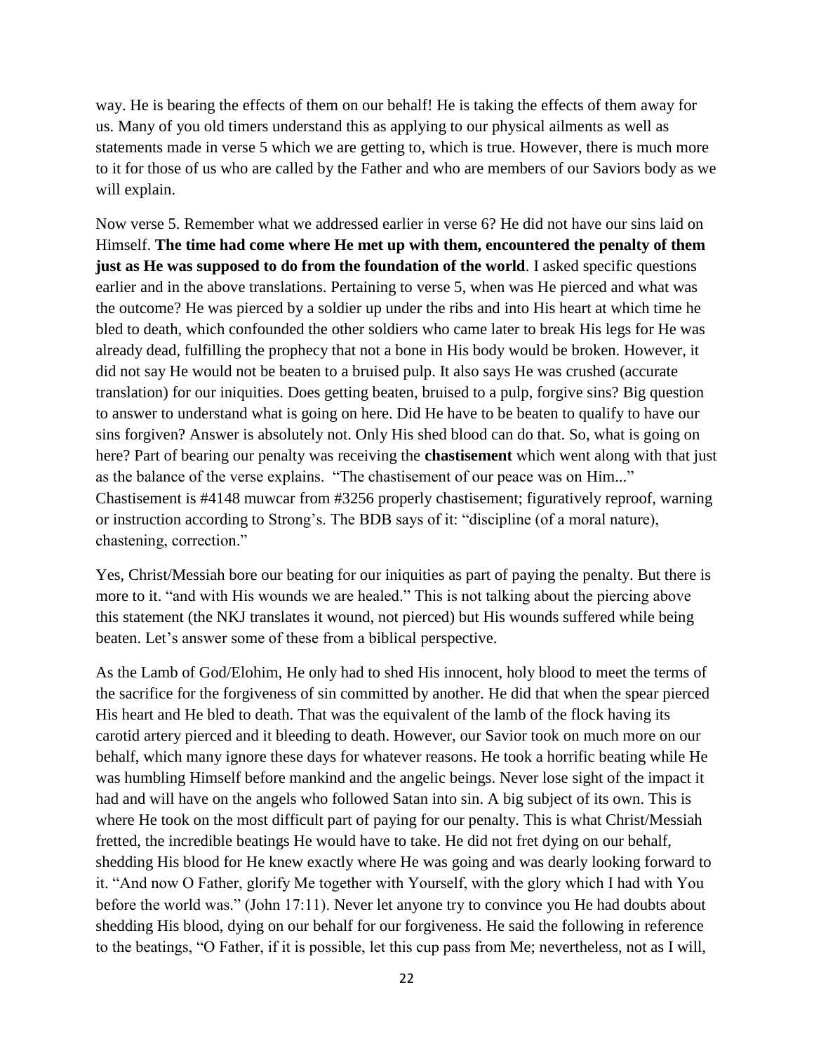way. He is bearing the effects of them on our behalf! He is taking the effects of them away for us. Many of you old timers understand this as applying to our physical ailments as well as statements made in verse 5 which we are getting to, which is true. However, there is much more to it for those of us who are called by the Father and who are members of our Saviors body as we will explain.

Now verse 5. Remember what we addressed earlier in verse 6? He did not have our sins laid on Himself. **The time had come where He met up with them, encountered the penalty of them just as He was supposed to do from the foundation of the world**. I asked specific questions earlier and in the above translations. Pertaining to verse 5, when was He pierced and what was the outcome? He was pierced by a soldier up under the ribs and into His heart at which time he bled to death, which confounded the other soldiers who came later to break His legs for He was already dead, fulfilling the prophecy that not a bone in His body would be broken. However, it did not say He would not be beaten to a bruised pulp. It also says He was crushed (accurate translation) for our iniquities. Does getting beaten, bruised to a pulp, forgive sins? Big question to answer to understand what is going on here. Did He have to be beaten to qualify to have our sins forgiven? Answer is absolutely not. Only His shed blood can do that. So, what is going on here? Part of bearing our penalty was receiving the **chastisement** which went along with that just as the balance of the verse explains. "The chastisement of our peace was on Him..." Chastisement is #4148 muwcar from #3256 properly chastisement; figuratively reproof, warning or instruction according to Strong's. The BDB says of it: "discipline (of a moral nature), chastening, correction."

Yes, Christ/Messiah bore our beating for our iniquities as part of paying the penalty. But there is more to it. "and with His wounds we are healed." This is not talking about the piercing above this statement (the NKJ translates it wound, not pierced) but His wounds suffered while being beaten. Let's answer some of these from a biblical perspective.

As the Lamb of God/Elohim, He only had to shed His innocent, holy blood to meet the terms of the sacrifice for the forgiveness of sin committed by another. He did that when the spear pierced His heart and He bled to death. That was the equivalent of the lamb of the flock having its carotid artery pierced and it bleeding to death. However, our Savior took on much more on our behalf, which many ignore these days for whatever reasons. He took a horrific beating while He was humbling Himself before mankind and the angelic beings. Never lose sight of the impact it had and will have on the angels who followed Satan into sin. A big subject of its own. This is where He took on the most difficult part of paying for our penalty. This is what Christ/Messiah fretted, the incredible beatings He would have to take. He did not fret dying on our behalf, shedding His blood for He knew exactly where He was going and was dearly looking forward to it. "And now O Father, glorify Me together with Yourself, with the glory which I had with You before the world was." (John 17:11). Never let anyone try to convince you He had doubts about shedding His blood, dying on our behalf for our forgiveness. He said the following in reference to the beatings, "O Father, if it is possible, let this cup pass from Me; nevertheless, not as I will,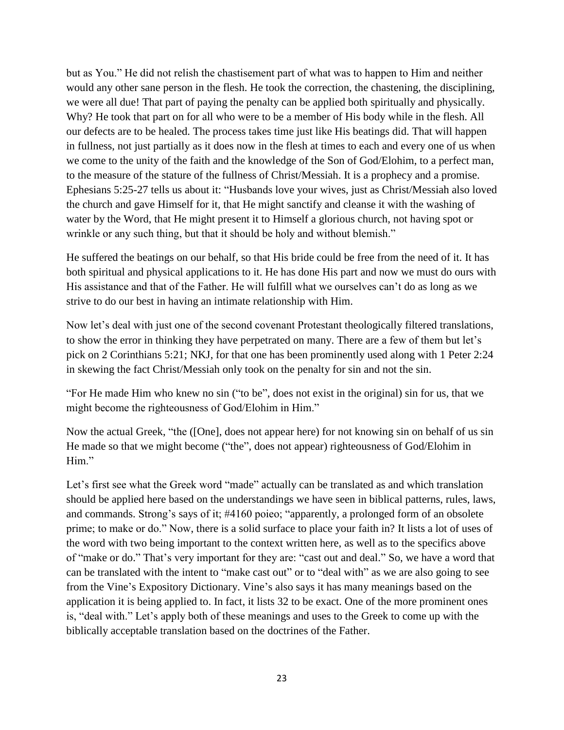but as You." He did not relish the chastisement part of what was to happen to Him and neither would any other sane person in the flesh. He took the correction, the chastening, the disciplining, we were all due! That part of paying the penalty can be applied both spiritually and physically. Why? He took that part on for all who were to be a member of His body while in the flesh. All our defects are to be healed. The process takes time just like His beatings did. That will happen in fullness, not just partially as it does now in the flesh at times to each and every one of us when we come to the unity of the faith and the knowledge of the Son of God/Elohim, to a perfect man, to the measure of the stature of the fullness of Christ/Messiah. It is a prophecy and a promise. Ephesians 5:25-27 tells us about it: "Husbands love your wives, just as Christ/Messiah also loved the church and gave Himself for it, that He might sanctify and cleanse it with the washing of water by the Word, that He might present it to Himself a glorious church, not having spot or wrinkle or any such thing, but that it should be holy and without blemish."

He suffered the beatings on our behalf, so that His bride could be free from the need of it. It has both spiritual and physical applications to it. He has done His part and now we must do ours with His assistance and that of the Father. He will fulfill what we ourselves can't do as long as we strive to do our best in having an intimate relationship with Him.

Now let's deal with just one of the second covenant Protestant theologically filtered translations, to show the error in thinking they have perpetrated on many. There are a few of them but let's pick on 2 Corinthians 5:21; NKJ, for that one has been prominently used along with 1 Peter 2:24 in skewing the fact Christ/Messiah only took on the penalty for sin and not the sin.

"For He made Him who knew no sin ("to be", does not exist in the original) sin for us, that we might become the righteousness of God/Elohim in Him."

Now the actual Greek, "the ([One], does not appear here) for not knowing sin on behalf of us sin He made so that we might become ("the", does not appear) righteousness of God/Elohim in Him."

Let's first see what the Greek word "made" actually can be translated as and which translation should be applied here based on the understandings we have seen in biblical patterns, rules, laws, and commands. Strong's says of it; #4160 poieo; "apparently, a prolonged form of an obsolete prime; to make or do." Now, there is a solid surface to place your faith in? It lists a lot of uses of the word with two being important to the context written here, as well as to the specifics above of "make or do." That's very important for they are: "cast out and deal." So, we have a word that can be translated with the intent to "make cast out" or to "deal with" as we are also going to see from the Vine's Expository Dictionary. Vine's also says it has many meanings based on the application it is being applied to. In fact, it lists 32 to be exact. One of the more prominent ones is, "deal with." Let's apply both of these meanings and uses to the Greek to come up with the biblically acceptable translation based on the doctrines of the Father.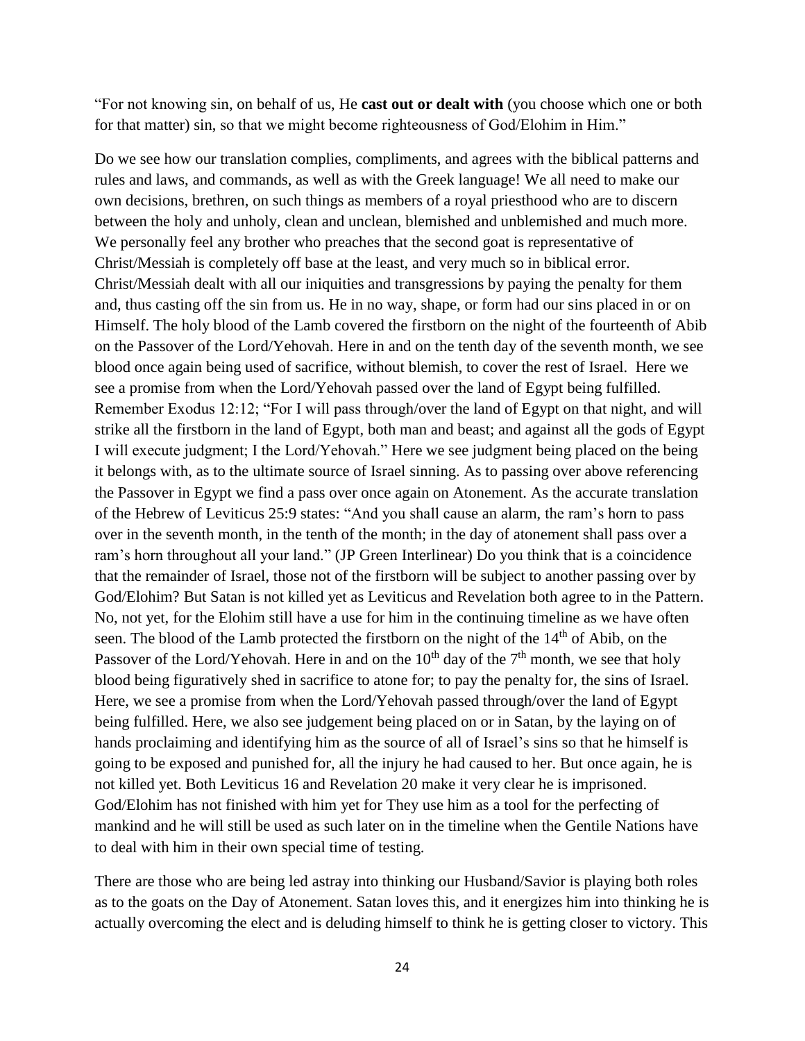"For not knowing sin, on behalf of us, He **cast out or dealt with** (you choose which one or both for that matter) sin, so that we might become righteousness of God/Elohim in Him."

Do we see how our translation complies, compliments, and agrees with the biblical patterns and rules and laws, and commands, as well as with the Greek language! We all need to make our own decisions, brethren, on such things as members of a royal priesthood who are to discern between the holy and unholy, clean and unclean, blemished and unblemished and much more. We personally feel any brother who preaches that the second goat is representative of Christ/Messiah is completely off base at the least, and very much so in biblical error. Christ/Messiah dealt with all our iniquities and transgressions by paying the penalty for them and, thus casting off the sin from us. He in no way, shape, or form had our sins placed in or on Himself. The holy blood of the Lamb covered the firstborn on the night of the fourteenth of Abib on the Passover of the Lord/Yehovah. Here in and on the tenth day of the seventh month, we see blood once again being used of sacrifice, without blemish, to cover the rest of Israel. Here we see a promise from when the Lord/Yehovah passed over the land of Egypt being fulfilled. Remember Exodus 12:12; "For I will pass through/over the land of Egypt on that night, and will strike all the firstborn in the land of Egypt, both man and beast; and against all the gods of Egypt I will execute judgment; I the Lord/Yehovah." Here we see judgment being placed on the being it belongs with, as to the ultimate source of Israel sinning. As to passing over above referencing the Passover in Egypt we find a pass over once again on Atonement. As the accurate translation of the Hebrew of Leviticus 25:9 states: "And you shall cause an alarm, the ram's horn to pass over in the seventh month, in the tenth of the month; in the day of atonement shall pass over a ram's horn throughout all your land." (JP Green Interlinear) Do you think that is a coincidence that the remainder of Israel, those not of the firstborn will be subject to another passing over by God/Elohim? But Satan is not killed yet as Leviticus and Revelation both agree to in the Pattern. No, not yet, for the Elohim still have a use for him in the continuing timeline as we have often seen. The blood of the Lamb protected the firstborn on the night of the 14th of Abib, on the Passover of the Lord/Yehovah. Here in and on the 10th day of the 7th month, we see that holy blood being figuratively shed in sacrifice to atone for; to pay the penalty for, the sins of Israel. Here, we see a promise from when the Lord/Yehovah passed through/over the land of Egypt being fulfilled. Here, we also see judgement being placed on or in Satan, by the laying on of hands proclaiming and identifying him as the source of all of Israel's sins so that he himself is going to be exposed and punished for, all the injury he had caused to her. But once again, he is not killed yet. Both Leviticus 16 and Revelation 20 make it very clear he is imprisoned. God/Elohim has not finished with him yet for They use him as a tool for the perfecting of mankind and he will still be used as such later on in the timeline when the Gentile Nations have to deal with him in their own special time of testing.

There are those who are being led astray into thinking our Husband/Savior is playing both roles as to the goats on the Day of Atonement. Satan loves this, and it energizes him into thinking he is actually overcoming the elect and is deluding himself to think he is getting closer to victory. This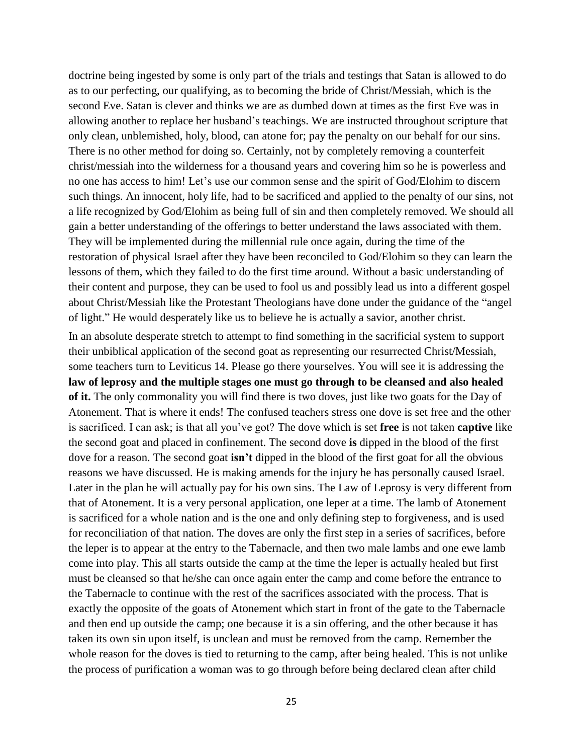doctrine being ingested by some is only part of the trials and testings that Satan is allowed to do as to our perfecting, our qualifying, as to becoming the bride of Christ/Messiah, which is the second Eve. Satan is clever and thinks we are as dumbed down at times as the first Eve was in allowing another to replace her husband's teachings. We are instructed throughout scripture that only clean, unblemished, holy, blood, can atone for; pay the penalty on our behalf for our sins. There is no other method for doing so. Certainly, not by completely removing a counterfeit christ/messiah into the wilderness for a thousand years and covering him so he is powerless and no one has access to him! Let's use our common sense and the spirit of God/Elohim to discern such things. An innocent, holy life, had to be sacrificed and applied to the penalty of our sins, not a life recognized by God/Elohim as being full of sin and then completely removed. We should all gain a better understanding of the offerings to better understand the laws associated with them. They will be implemented during the millennial rule once again, during the time of the restoration of physical Israel after they have been reconciled to God/Elohim so they can learn the lessons of them, which they failed to do the first time around. Without a basic understanding of their content and purpose, they can be used to fool us and possibly lead us into a different gospel about Christ/Messiah like the Protestant Theologians have done under the guidance of the "angel of light." He would desperately like us to believe he is actually a savior, another christ.

In an absolute desperate stretch to attempt to find something in the sacrificial system to support their unbiblical application of the second goat as representing our resurrected Christ/Messiah, some teachers turn to Leviticus 14. Please go there yourselves. You will see it is addressing the **law of leprosy and the multiple stages one must go through to be cleansed and also healed of it.** The only commonality you will find there is two doves, just like two goats for the Day of Atonement. That is where it ends! The confused teachers stress one dove is set free and the other is sacrificed. I can ask; is that all you've got? The dove which is set **free** is not taken **captive** like the second goat and placed in confinement. The second dove **is** dipped in the blood of the first dove for a reason. The second goat **isn't** dipped in the blood of the first goat for all the obvious reasons we have discussed. He is making amends for the injury he has personally caused Israel. Later in the plan he will actually pay for his own sins. The Law of Leprosy is very different from that of Atonement. It is a very personal application, one leper at a time. The lamb of Atonement is sacrificed for a whole nation and is the one and only defining step to forgiveness, and is used for reconciliation of that nation. The doves are only the first step in a series of sacrifices, before the leper is to appear at the entry to the Tabernacle, and then two male lambs and one ewe lamb come into play. This all starts outside the camp at the time the leper is actually healed but first must be cleansed so that he/she can once again enter the camp and come before the entrance to the Tabernacle to continue with the rest of the sacrifices associated with the process. That is exactly the opposite of the goats of Atonement which start in front of the gate to the Tabernacle and then end up outside the camp; one because it is a sin offering, and the other because it has taken its own sin upon itself, is unclean and must be removed from the camp. Remember the whole reason for the doves is tied to returning to the camp, after being healed. This is not unlike the process of purification a woman was to go through before being declared clean after child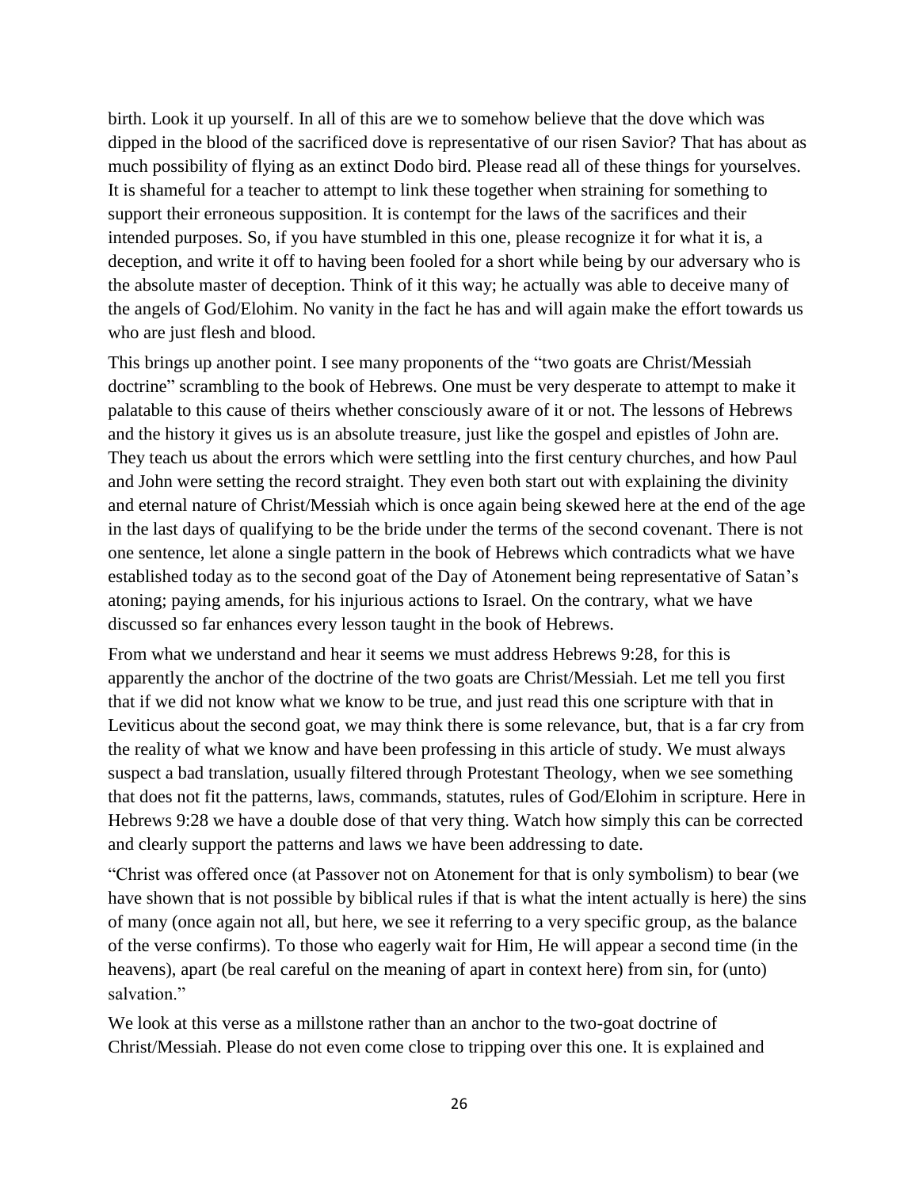birth. Look it up yourself. In all of this are we to somehow believe that the dove which was dipped in the blood of the sacrificed dove is representative of our risen Savior? That has about as much possibility of flying as an extinct Dodo bird. Please read all of these things for yourselves. It is shameful for a teacher to attempt to link these together when straining for something to support their erroneous supposition. It is contempt for the laws of the sacrifices and their intended purposes. So, if you have stumbled in this one, please recognize it for what it is, a deception, and write it off to having been fooled for a short while being by our adversary who is the absolute master of deception. Think of it this way; he actually was able to deceive many of the angels of God/Elohim. No vanity in the fact he has and will again make the effort towards us who are just flesh and blood.

This brings up another point. I see many proponents of the "two goats are Christ/Messiah doctrine" scrambling to the book of Hebrews. One must be very desperate to attempt to make it palatable to this cause of theirs whether consciously aware of it or not. The lessons of Hebrews and the history it gives us is an absolute treasure, just like the gospel and epistles of John are. They teach us about the errors which were settling into the first century churches, and how Paul and John were setting the record straight. They even both start out with explaining the divinity and eternal nature of Christ/Messiah which is once again being skewed here at the end of the age in the last days of qualifying to be the bride under the terms of the second covenant. There is not one sentence, let alone a single pattern in the book of Hebrews which contradicts what we have established today as to the second goat of the Day of Atonement being representative of Satan's atoning; paying amends, for his injurious actions to Israel. On the contrary, what we have discussed so far enhances every lesson taught in the book of Hebrews.

From what we understand and hear it seems we must address Hebrews 9:28, for this is apparently the anchor of the doctrine of the two goats are Christ/Messiah. Let me tell you first that if we did not know what we know to be true, and just read this one scripture with that in Leviticus about the second goat, we may think there is some relevance, but, that is a far cry from the reality of what we know and have been professing in this article of study. We must always suspect a bad translation, usually filtered through Protestant Theology, when we see something that does not fit the patterns, laws, commands, statutes, rules of God/Elohim in scripture. Here in Hebrews 9:28 we have a double dose of that very thing. Watch how simply this can be corrected and clearly support the patterns and laws we have been addressing to date.

"Christ was offered once (at Passover not on Atonement for that is only symbolism) to bear (we have shown that is not possible by biblical rules if that is what the intent actually is here) the sins of many (once again not all, but here, we see it referring to a very specific group, as the balance of the verse confirms). To those who eagerly wait for Him, He will appear a second time (in the heavens), apart (be real careful on the meaning of apart in context here) from sin, for (unto) salvation."

We look at this verse as a millstone rather than an anchor to the two-goat doctrine of Christ/Messiah. Please do not even come close to tripping over this one. It is explained and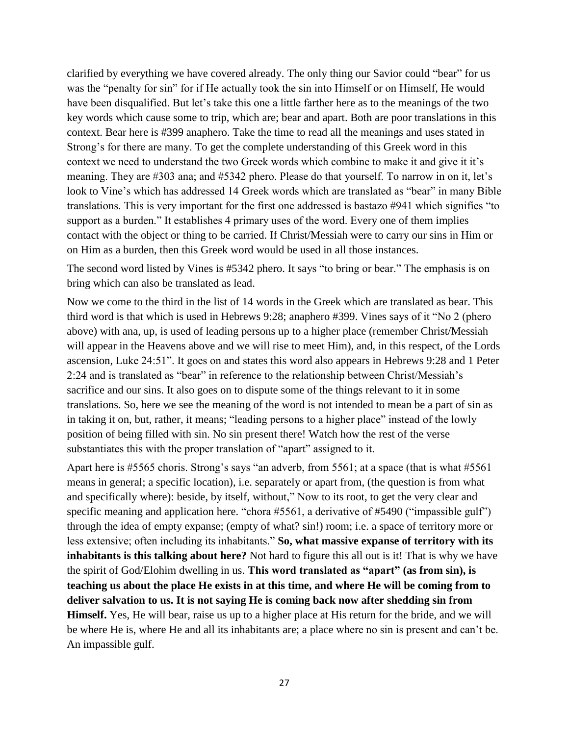clarified by everything we have covered already. The only thing our Savior could "bear" for us was the "penalty for sin" for if He actually took the sin into Himself or on Himself, He would have been disqualified. But let's take this one a little farther here as to the meanings of the two key words which cause some to trip, which are; bear and apart. Both are poor translations in this context. Bear here is #399 anaphero. Take the time to read all the meanings and uses stated in Strong's for there are many. To get the complete understanding of this Greek word in this context we need to understand the two Greek words which combine to make it and give it it's meaning. They are #303 ana; and #5342 phero. Please do that yourself. To narrow in on it, let's look to Vine's which has addressed 14 Greek words which are translated as "bear" in many Bible translations. This is very important for the first one addressed is bastazo #941 which signifies "to support as a burden." It establishes 4 primary uses of the word. Every one of them implies contact with the object or thing to be carried. If Christ/Messiah were to carry our sins in Him or on Him as a burden, then this Greek word would be used in all those instances.

The second word listed by Vines is #5342 phero. It says "to bring or bear." The emphasis is on bring which can also be translated as lead.

Now we come to the third in the list of 14 words in the Greek which are translated as bear. This third word is that which is used in Hebrews 9:28; anaphero #399. Vines says of it "No 2 (phero above) with ana, up, is used of leading persons up to a higher place (remember Christ/Messiah will appear in the Heavens above and we will rise to meet Him), and, in this respect, of the Lords ascension, Luke 24:51". It goes on and states this word also appears in Hebrews 9:28 and 1 Peter 2:24 and is translated as "bear" in reference to the relationship between Christ/Messiah's sacrifice and our sins. It also goes on to dispute some of the things relevant to it in some translations. So, here we see the meaning of the word is not intended to mean be a part of sin as in taking it on, but, rather, it means; "leading persons to a higher place" instead of the lowly position of being filled with sin. No sin present there! Watch how the rest of the verse substantiates this with the proper translation of "apart" assigned to it.

Apart here is #5565 choris. Strong's says "an adverb, from 5561; at a space (that is what #5561 means in general; a specific location), i.e. separately or apart from, (the question is from what and specifically where): beside, by itself, without," Now to its root, to get the very clear and specific meaning and application here. "chora #5561, a derivative of #5490 ("impassible gulf") through the idea of empty expanse; (empty of what? sin!) room; i.e. a space of territory more or less extensive; often including its inhabitants." **So, what massive expanse of territory with its inhabitants is this talking about here?** Not hard to figure this all out is it! That is why we have the spirit of God/Elohim dwelling in us. **This word translated as "apart" (as from sin), is teaching us about the place He exists in at this time, and where He will be coming from to deliver salvation to us. It is not saying He is coming back now after shedding sin from Himself.** Yes, He will bear, raise us up to a higher place at His return for the bride, and we will be where He is, where He and all its inhabitants are; a place where no sin is present and can't be. An impassible gulf.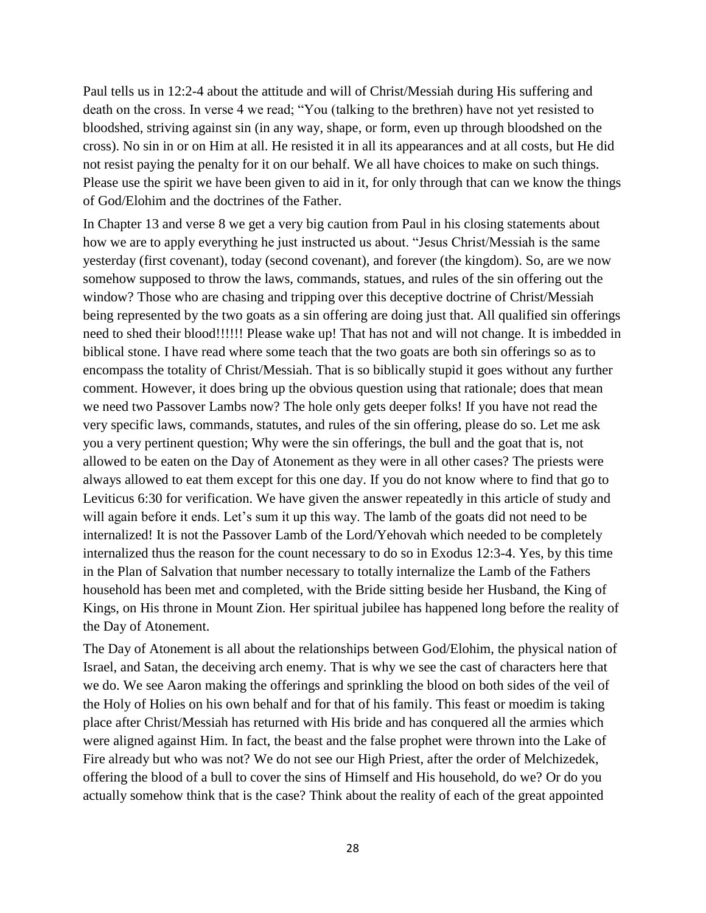Paul tells us in 12:2-4 about the attitude and will of Christ/Messiah during His suffering and death on the cross. In verse 4 we read; "You (talking to the brethren) have not yet resisted to bloodshed, striving against sin (in any way, shape, or form, even up through bloodshed on the cross). No sin in or on Him at all. He resisted it in all its appearances and at all costs, but He did not resist paying the penalty for it on our behalf. We all have choices to make on such things. Please use the spirit we have been given to aid in it, for only through that can we know the things of God/Elohim and the doctrines of the Father.

In Chapter 13 and verse 8 we get a very big caution from Paul in his closing statements about how we are to apply everything he just instructed us about. "Jesus Christ/Messiah is the same yesterday (first covenant), today (second covenant), and forever (the kingdom). So, are we now somehow supposed to throw the laws, commands, statues, and rules of the sin offering out the window? Those who are chasing and tripping over this deceptive doctrine of Christ/Messiah being represented by the two goats as a sin offering are doing just that. All qualified sin offerings need to shed their blood!!!!!! Please wake up! That has not and will not change. It is imbedded in biblical stone. I have read where some teach that the two goats are both sin offerings so as to encompass the totality of Christ/Messiah. That is so biblically stupid it goes without any further comment. However, it does bring up the obvious question using that rationale; does that mean we need two Passover Lambs now? The hole only gets deeper folks! If you have not read the very specific laws, commands, statutes, and rules of the sin offering, please do so. Let me ask you a very pertinent question; Why were the sin offerings, the bull and the goat that is, not allowed to be eaten on the Day of Atonement as they were in all other cases? The priests were always allowed to eat them except for this one day. If you do not know where to find that go to Leviticus 6:30 for verification. We have given the answer repeatedly in this article of study and will again before it ends. Let's sum it up this way. The lamb of the goats did not need to be internalized! It is not the Passover Lamb of the Lord/Yehovah which needed to be completely internalized thus the reason for the count necessary to do so in Exodus 12:3-4. Yes, by this time in the Plan of Salvation that number necessary to totally internalize the Lamb of the Fathers household has been met and completed, with the Bride sitting beside her Husband, the King of Kings, on His throne in Mount Zion. Her spiritual jubilee has happened long before the reality of the Day of Atonement.

The Day of Atonement is all about the relationships between God/Elohim, the physical nation of Israel, and Satan, the deceiving arch enemy. That is why we see the cast of characters here that we do. We see Aaron making the offerings and sprinkling the blood on both sides of the veil of the Holy of Holies on his own behalf and for that of his family. This feast or moedim is taking place after Christ/Messiah has returned with His bride and has conquered all the armies which were aligned against Him. In fact, the beast and the false prophet were thrown into the Lake of Fire already but who was not? We do not see our High Priest, after the order of Melchizedek, offering the blood of a bull to cover the sins of Himself and His household, do we? Or do you actually somehow think that is the case? Think about the reality of each of the great appointed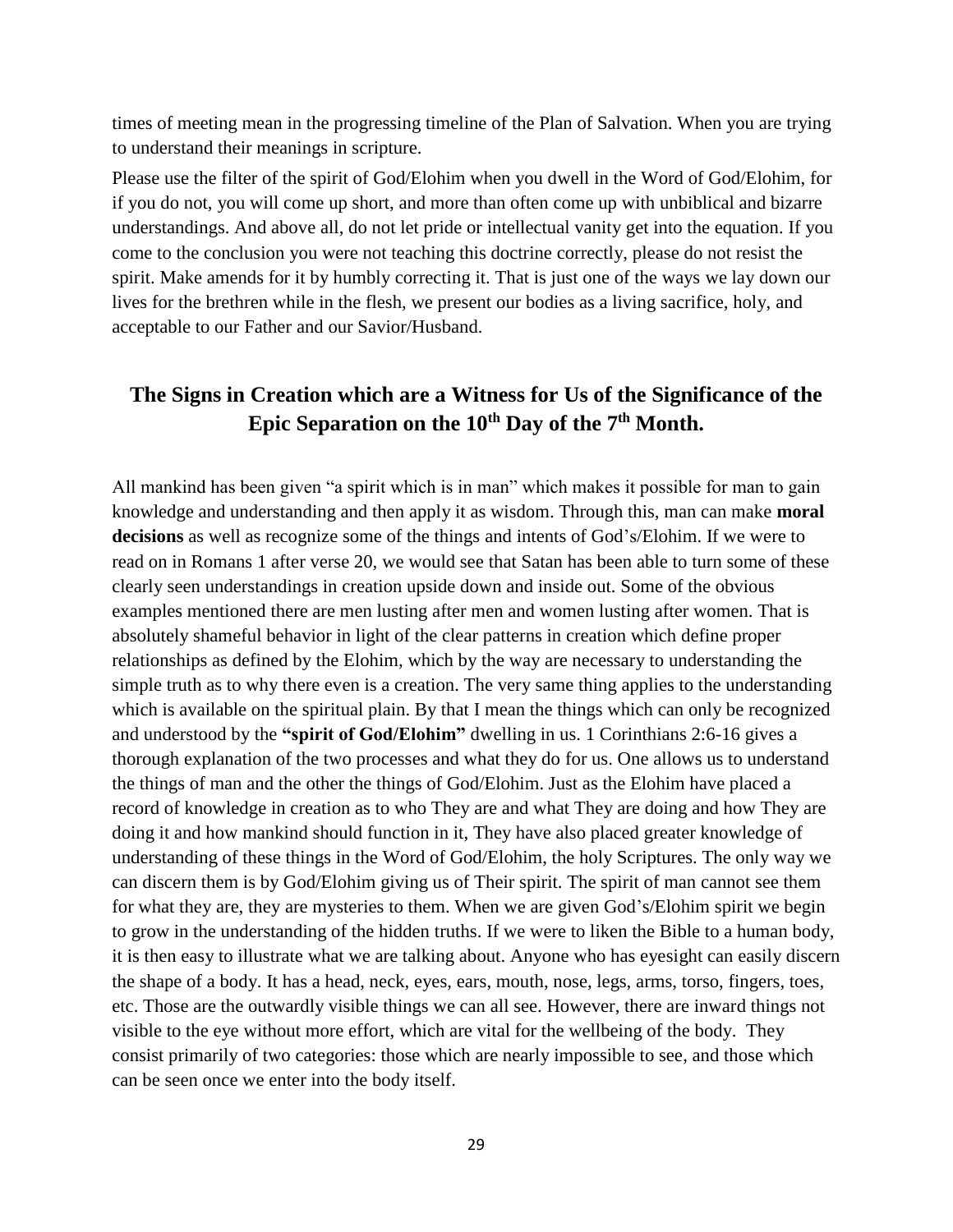times of meeting mean in the progressing timeline of the Plan of Salvation. When you are trying to understand their meanings in scripture.

Please use the filter of the spirit of God/Elohim when you dwell in the Word of God/Elohim, for if you do not, you will come up short, and more than often come up with unbiblical and bizarre understandings. And above all, do not let pride or intellectual vanity get into the equation. If you come to the conclusion you were not teaching this doctrine correctly, please do not resist the spirit. Make amends for it by humbly correcting it. That is just one of the ways we lay down our lives for the brethren while in the flesh, we present our bodies as a living sacrifice, holy, and acceptable to our Father and our Savior/Husband.

## The Signs in Creation which are a Witness for Us of the Significance of the Epic Separation on the 10th Day of the 7th Month.

All mankind has been given "a spirit which is in man" which makes it possible for man to gain knowledge and understanding and then apply it as wisdom. Through this, man can make **moral decisions** as well as recognize some of the things and intents of God's/Elohim. If we were to read on in Romans 1 after verse 20, we would see that Satan has been able to turn some of these clearly seen understandings in creation upside down and inside out. Some of the obvious examples mentioned there are men lusting after men and women lusting after women. That is absolutely shameful behavior in light of the clear patterns in creation which define proper relationships as defined by the Elohim, which by the way are necessary to understanding the simple truth as to why there even is a creation. The very same thing applies to the understanding which is available on the spiritual plain. By that I mean the things which can only be recognized and understood by the **"spirit of God/Elohim"** dwelling in us. 1 Corinthians 2:6-16 gives a thorough explanation of the two processes and what they do for us. One allows us to understand the things of man and the other the things of God/Elohim. Just as the Elohim have placed a record of knowledge in creation as to who They are and what They are doing and how They are doing it and how mankind should function in it, They have also placed greater knowledge of understanding of these things in the Word of God/Elohim, the holy Scriptures. The only way we can discern them is by God/Elohim giving us of Their spirit. The spirit of man cannot see them for what they are, they are mysteries to them. When we are given God's/Elohim spirit we begin to grow in the understanding of the hidden truths. If we were to liken the Bible to a human body, it is then easy to illustrate what we are talking about. Anyone who has eyesight can easily discern the shape of a body. It has a head, neck, eyes, ears, mouth, nose, legs, arms, torso, fingers, toes, etc. Those are the outwardly visible things we can all see. However, there are inward things not visible to the eye without more effort, which are vital for the wellbeing of the body. They consist primarily of two categories: those which are nearly impossible to see, and those which can be seen once we enter into the body itself.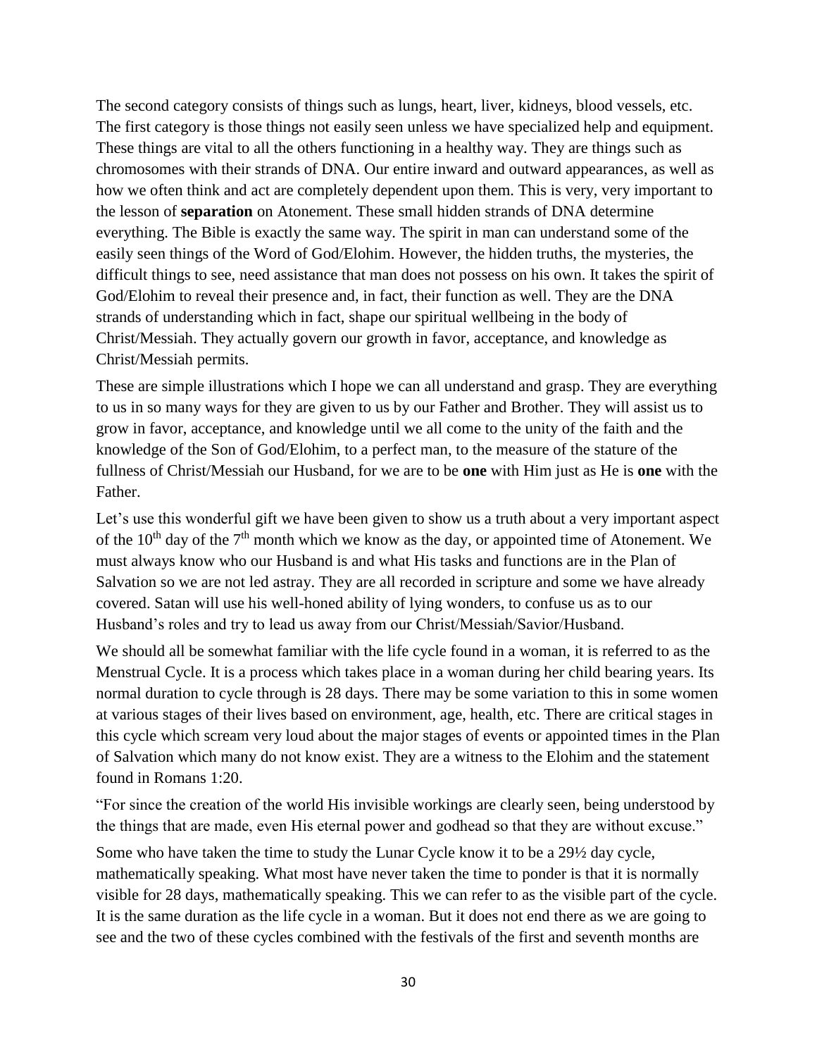The second category consists of things such as lungs, heart, liver, kidneys, blood vessels, etc. The first category is those things not easily seen unless we have specialized help and equipment. These things are vital to all the others functioning in a healthy way. They are things such as chromosomes with their strands of DNA. Our entire inward and outward appearances, as well as how we often think and act are completely dependent upon them. This is very, very important to the lesson of **separation** on Atonement. These small hidden strands of DNA determine everything. The Bible is exactly the same way. The spirit in man can understand some of the easily seen things of the Word of God/Elohim. However, the hidden truths, the mysteries, the difficult things to see, need assistance that man does not possess on his own. It takes the spirit of God/Elohim to reveal their presence and, in fact, their function as well. They are the DNA strands of understanding which in fact, shape our spiritual wellbeing in the body of Christ/Messiah. They actually govern our growth in favor, acceptance, and knowledge as Christ/Messiah permits.

These are simple illustrations which I hope we can all understand and grasp. They are everything to us in so many ways for they are given to us by our Father and Brother. They will assist us to grow in favor, acceptance, and knowledge until we all come to the unity of the faith and the knowledge of the Son of God/Elohim, to a perfect man, to the measure of the stature of the fullness of Christ/Messiah our Husband, for we are to be **one** with Him just as He is **one** with the Father.

Let's use this wonderful gift we have been given to show us a truth about a very important aspect of the 10th day of the 7th month which we know as the day, or appointed time of Atonement. We must always know who our Husband is and what His tasks and functions are in the Plan of Salvation so we are not led astray. They are all recorded in scripture and some we have already covered. Satan will use his well-honed ability of lying wonders, to confuse us as to our Husband's roles and try to lead us away from our Christ/Messiah/Savior/Husband.

We should all be somewhat familiar with the life cycle found in a woman, it is referred to as the Menstrual Cycle. It is a process which takes place in a woman during her child bearing years. Its normal duration to cycle through is 28 days. There may be some variation to this in some women at various stages of their lives based on environment, age, health, etc. There are critical stages in this cycle which scream very loud about the major stages of events or appointed times in the Plan of Salvation which many do not know exist. They are a witness to the Elohim and the statement found in Romans 1:20.

"For since the creation of the world His invisible workings are clearly seen, being understood by the things that are made, even His eternal power and godhead so that they are without excuse."

Some who have taken the time to study the Lunar Cycle know it to be a 29½ day cycle, mathematically speaking. What most have never taken the time to ponder is that it is normally visible for 28 days, mathematically speaking. This we can refer to as the visible part of the cycle. It is the same duration as the life cycle in a woman. But it does not end there as we are going to see and the two of these cycles combined with the festivals of the first and seventh months are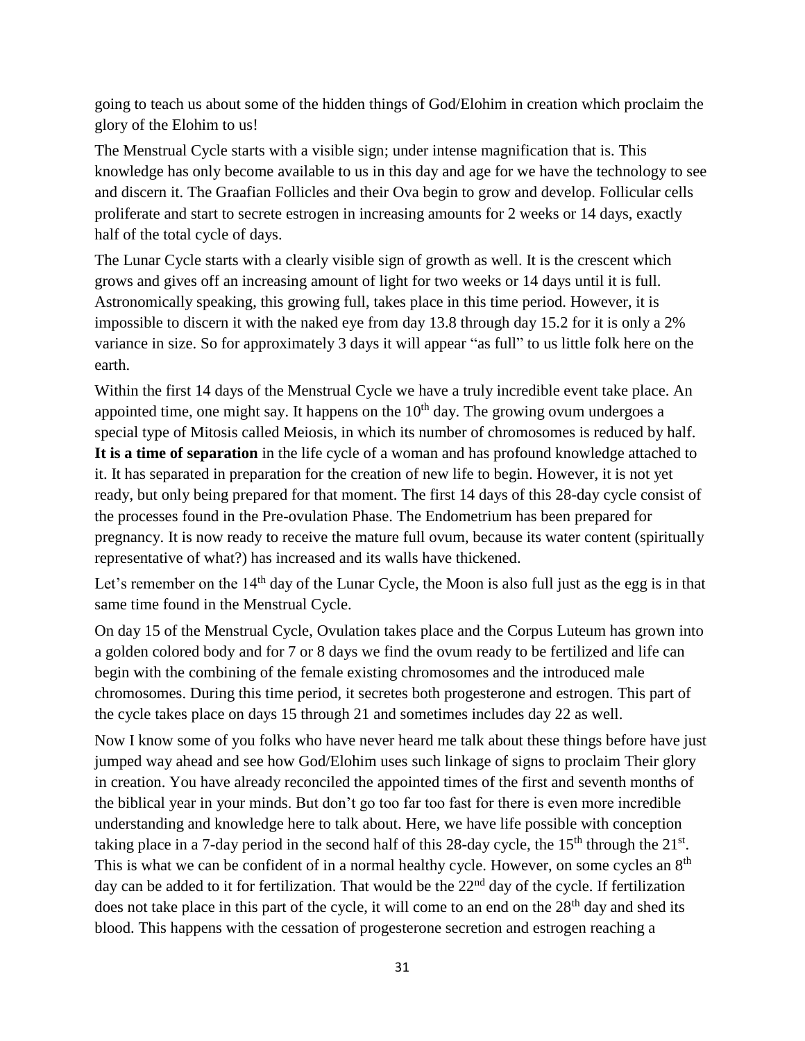going to teach us about some of the hidden things of God/Elohim in creation which proclaim the glory of the Elohim to us!

The Menstrual Cycle starts with a visible sign; under intense magnification that is. This knowledge has only become available to us in this day and age for we have the technology to see and discern it. The Graafian Follicles and their Ova begin to grow and develop. Follicular cells proliferate and start to secrete estrogen in increasing amounts for 2 weeks or 14 days, exactly half of the total cycle of days.

The Lunar Cycle starts with a clearly visible sign of growth as well. It is the crescent which grows and gives off an increasing amount of light for two weeks or 14 days until it is full. Astronomically speaking, this growing full, takes place in this time period. However, it is impossible to discern it with the naked eye from day 13.8 through day 15.2 for it is only a 2% variance in size. So for approximately 3 days it will appear "as full" to us little folk here on the earth.

Within the first 14 days of the Menstrual Cycle we have a truly incredible event take place. An appointed time, one might say. It happens on the 10th day. The growing ovum undergoes a special type of Mitosis called Meiosis, in which its number of chromosomes is reduced by half. **It is a time of separation** in the life cycle of a woman and has profound knowledge attached to it. It has separated in preparation for the creation of new life to begin. However, it is not yet ready, but only being prepared for that moment. The first 14 days of this 28-day cycle consist of the processes found in the Pre-ovulation Phase. The Endometrium has been prepared for pregnancy. It is now ready to receive the mature full ovum, because its water content (spiritually representative of what?) has increased and its walls have thickened.

Let's remember on the 14th day of the Lunar Cycle, the Moon is also full just as the egg is in that same time found in the Menstrual Cycle.

On day 15 of the Menstrual Cycle, Ovulation takes place and the Corpus Luteum has grown into a golden colored body and for 7 or 8 days we find the ovum ready to be fertilized and life can begin with the combining of the female existing chromosomes and the introduced male chromosomes. During this time period, it secretes both progesterone and estrogen. This part of the cycle takes place on days 15 through 21 and sometimes includes day 22 as well.

Now I know some of you folks who have never heard me talk about these things before have just jumped way ahead and see how God/Elohim uses such linkage of signs to proclaim Their glory in creation. You have already reconciled the appointed times of the first and seventh months of the biblical year in your minds. But don't go too far too fast for there is even more incredible understanding and knowledge here to talk about. Here, we have life possible with conception taking place in a 7-day period in the second half of this 28-day cycle, the 15th through the 21st. This is what we can be confident of in a normal healthy cycle. However, on some cycles an 8th day can be added to it for fertilization. That would be the 22nd day of the cycle. If fertilization does not take place in this part of the cycle, it will come to an end on the 28th day and shed its blood. This happens with the cessation of progesterone secretion and estrogen reaching a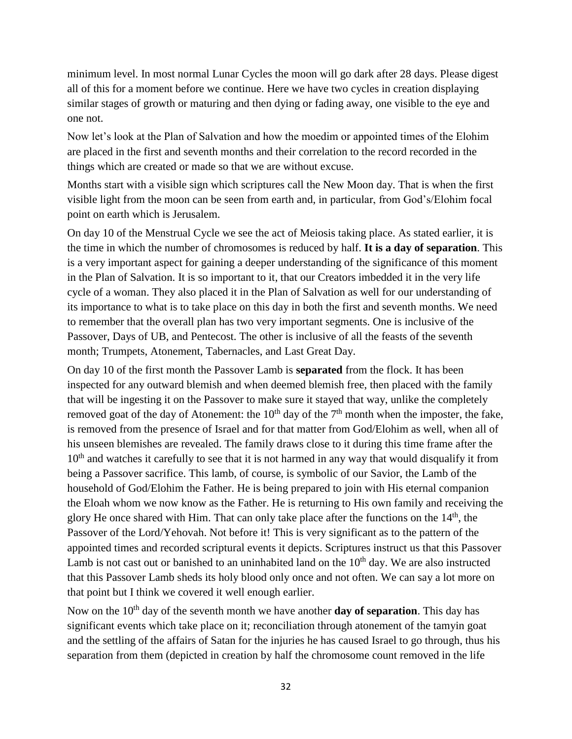minimum level. In most normal Lunar Cycles the moon will go dark after 28 days. Please digest all of this for a moment before we continue. Here we have two cycles in creation displaying similar stages of growth or maturing and then dying or fading away, one visible to the eye and one not.

Now let's look at the Plan of Salvation and how the moedim or appointed times of the Elohim are placed in the first and seventh months and their correlation to the record recorded in the things which are created or made so that we are without excuse.

Months start with a visible sign which scriptures call the New Moon day. That is when the first visible light from the moon can be seen from earth and, in particular, from God's/Elohim focal point on earth which is Jerusalem.

On day 10 of the Menstrual Cycle we see the act of Meiosis taking place. As stated earlier, it is the time in which the number of chromosomes is reduced by half. **It is a day of separation**. This is a very important aspect for gaining a deeper understanding of the significance of this moment in the Plan of Salvation. It is so important to it, that our Creators imbedded it in the very life cycle of a woman. They also placed it in the Plan of Salvation as well for our understanding of its importance to what is to take place on this day in both the first and seventh months. We need to remember that the overall plan has two very important segments. One is inclusive of the Passover, Days of UB, and Pentecost. The other is inclusive of all the feasts of the seventh month; Trumpets, Atonement, Tabernacles, and Last Great Day.

On day 10 of the first month the Passover Lamb is **separated** from the flock. It has been inspected for any outward blemish and when deemed blemish free, then placed with the family that will be ingesting it on the Passover to make sure it stayed that way, unlike the completely removed goat of the day of Atonement: the 10th day of the 7th month when the imposter, the fake, is removed from the presence of Israel and for that matter from God/Elohim as well, when all of his unseen blemishes are revealed. The family draws close to it during this time frame after the 10th and watches it carefully to see that it is not harmed in any way that would disqualify it from being a Passover sacrifice. This lamb, of course, is symbolic of our Savior, the Lamb of the household of God/Elohim the Father. He is being prepared to join with His eternal companion the Eloah whom we now know as the Father. He is returning to His own family and receiving the glory He once shared with Him. That can only take place after the functions on the 14th, the Passover of the Lord/Yehovah. Not before it! This is very significant as to the pattern of the appointed times and recorded scriptural events it depicts. Scriptures instruct us that this Passover Lamb is not cast out or banished to an uninhabited land on the 10th day. We are also instructed that this Passover Lamb sheds its holy blood only once and not often. We can say a lot more on that point but I think we covered it well enough earlier.

Now on the 10th day of the seventh month we have another **day of separation**. This day has significant events which take place on it; reconciliation through atonement of the tamyin goat and the settling of the affairs of Satan for the injuries he has caused Israel to go through, thus his separation from them (depicted in creation by half the chromosome count removed in the life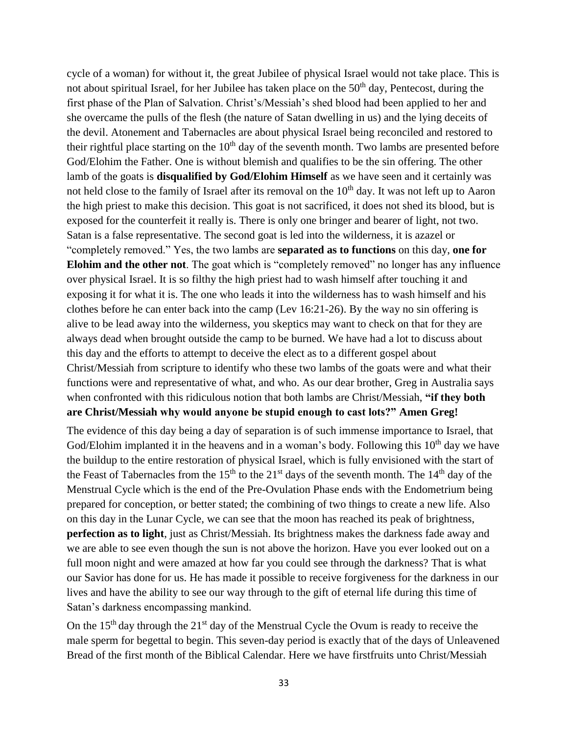cycle of a woman) for without it, the great Jubilee of physical Israel would not take place. This is not about spiritual Israel, for her Jubilee has taken place on the 50th day, Pentecost, during the first phase of the Plan of Salvation. Christ's/Messiah's shed blood had been applied to her and she overcame the pulls of the flesh (the nature of Satan dwelling in us) and the lying deceits of the devil. Atonement and Tabernacles are about physical Israel being reconciled and restored to their rightful place starting on the 10th day of the seventh month. Two lambs are presented before God/Elohim the Father. One is without blemish and qualifies to be the sin offering. The other lamb of the goats is **disqualified by God/Elohim Himself** as we have seen and it certainly was not held close to the family of Israel after its removal on the 10th day. It was not left up to Aaron the high priest to make this decision. This goat is not sacrificed, it does not shed its blood, but is exposed for the counterfeit it really is. There is only one bringer and bearer of light, not two. Satan is a false representative. The second goat is led into the wilderness, it is azazel or "completely removed." Yes, the two lambs are **separated as to functions** on this day, **one for Elohim and the other not**. The goat which is "completely removed" no longer has any influence over physical Israel. It is so filthy the high priest had to wash himself after touching it and exposing it for what it is. The one who leads it into the wilderness has to wash himself and his clothes before he can enter back into the camp (Lev 16:21-26). By the way no sin offering is alive to be lead away into the wilderness, you skeptics may want to check on that for they are always dead when brought outside the camp to be burned. We have had a lot to discuss about this day and the efforts to attempt to deceive the elect as to a different gospel about Christ/Messiah from scripture to identify who these two lambs of the goats were and what their functions were and representative of what, and who. As our dear brother, Greg in Australia says when confronted with this ridiculous notion that both lambs are Christ/Messiah, **"if they both are Christ/Messiah why would anyone be stupid enough to cast lots?" Amen Greg!**

The evidence of this day being a day of separation is of such immense importance to Israel, that God/Elohim implanted it in the heavens and in a woman's body. Following this 10th day we have the buildup to the entire restoration of physical Israel, which is fully envisioned with the start of the Feast of Tabernacles from the 15th to the 21st days of the seventh month. The 14th day of the Menstrual Cycle which is the end of the Pre-Ovulation Phase ends with the Endometrium being prepared for conception, or better stated; the combining of two things to create a new life. Also on this day in the Lunar Cycle, we can see that the moon has reached its peak of brightness, **perfection as to light**, just as Christ/Messiah. Its brightness makes the darkness fade away and we are able to see even though the sun is not above the horizon. Have you ever looked out on a full moon night and were amazed at how far you could see through the darkness? That is what our Savior has done for us. He has made it possible to receive forgiveness for the darkness in our lives and have the ability to see our way through to the gift of eternal life during this time of Satan's darkness encompassing mankind.

On the 15th day through the 21st day of the Menstrual Cycle the Ovum is ready to receive the male sperm for begettal to begin. This seven-day period is exactly that of the days of Unleavened Bread of the first month of the Biblical Calendar. Here we have firstfruits unto Christ/Messiah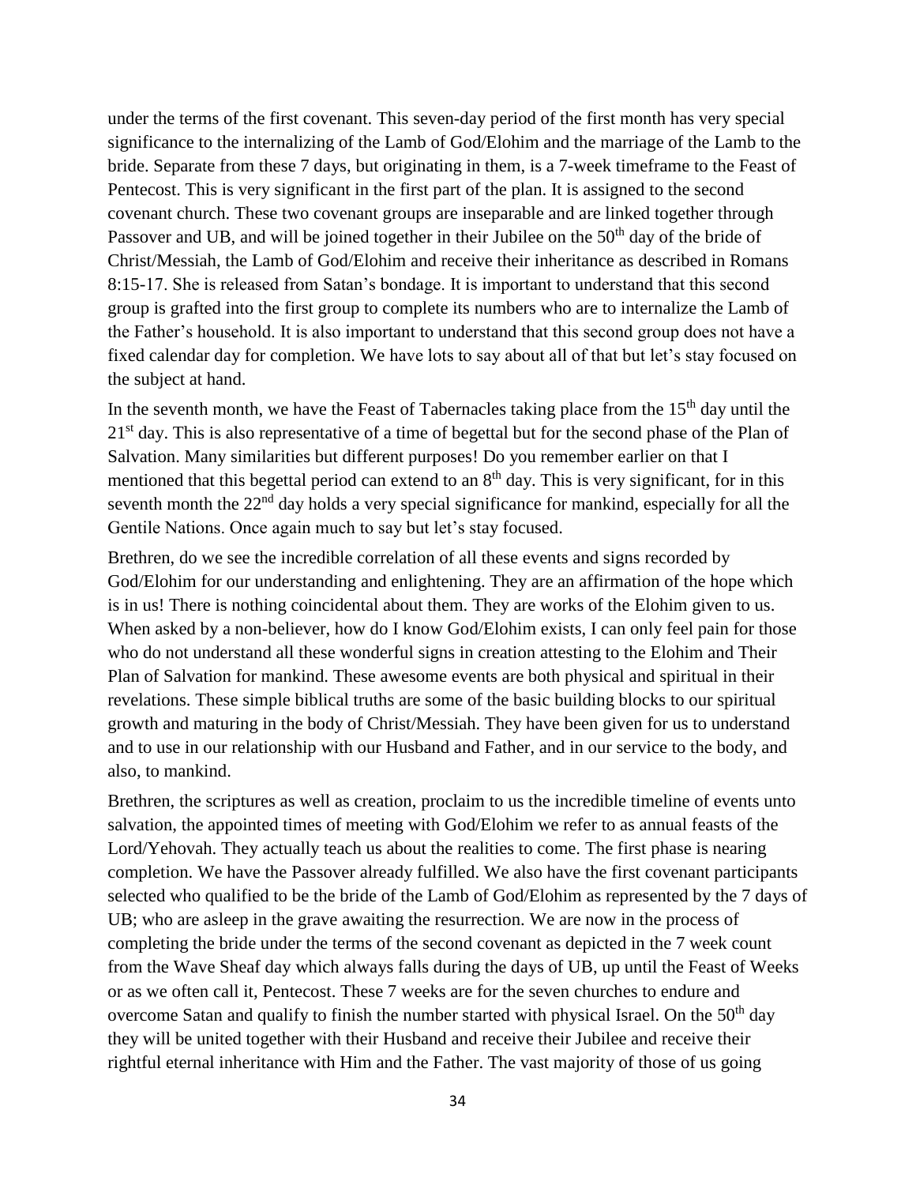under the terms of the first covenant. This seven-day period of the first month has very special significance to the internalizing of the Lamb of God/Elohim and the marriage of the Lamb to the bride. Separate from these 7 days, but originating in them, is a 7-week timeframe to the Feast of Pentecost. This is very significant in the first part of the plan. It is assigned to the second covenant church. These two covenant groups are inseparable and are linked together through Passover and UB, and will be joined together in their Jubilee on the 50th day of the bride of Christ/Messiah, the Lamb of God/Elohim and receive their inheritance as described in Romans 8:15-17. She is released from Satan's bondage. It is important to understand that this second group is grafted into the first group to complete its numbers who are to internalize the Lamb of the Father's household. It is also important to understand that this second group does not have a fixed calendar day for completion. We have lots to say about all of that but let's stay focused on the subject at hand.

In the seventh month, we have the Feast of Tabernacles taking place from the 15th day until the 21st day. This is also representative of a time of begettal but for the second phase of the Plan of Salvation. Many similarities but different purposes! Do you remember earlier on that I mentioned that this begettal period can extend to an 8th day. This is very significant, for in this seventh month the 22nd day holds a very special significance for mankind, especially for all the Gentile Nations. Once again much to say but let's stay focused.

Brethren, do we see the incredible correlation of all these events and signs recorded by God/Elohim for our understanding and enlightening. They are an affirmation of the hope which is in us! There is nothing coincidental about them. They are works of the Elohim given to us. When asked by a non-believer, how do I know God/Elohim exists, I can only feel pain for those who do not understand all these wonderful signs in creation attesting to the Elohim and Their Plan of Salvation for mankind. These awesome events are both physical and spiritual in their revelations. These simple biblical truths are some of the basic building blocks to our spiritual growth and maturing in the body of Christ/Messiah. They have been given for us to understand and to use in our relationship with our Husband and Father, and in our service to the body, and also, to mankind.

Brethren, the scriptures as well as creation, proclaim to us the incredible timeline of events unto salvation, the appointed times of meeting with God/Elohim we refer to as annual feasts of the Lord/Yehovah. They actually teach us about the realities to come. The first phase is nearing completion. We have the Passover already fulfilled. We also have the first covenant participants selected who qualified to be the bride of the Lamb of God/Elohim as represented by the 7 days of UB; who are asleep in the grave awaiting the resurrection. We are now in the process of completing the bride under the terms of the second covenant as depicted in the 7 week count from the Wave Sheaf day which always falls during the days of UB, up until the Feast of Weeks or as we often call it, Pentecost. These 7 weeks are for the seven churches to endure and overcome Satan and qualify to finish the number started with physical Israel. On the 50th day they will be united together with their Husband and receive their Jubilee and receive their rightful eternal inheritance with Him and the Father. The vast majority of those of us going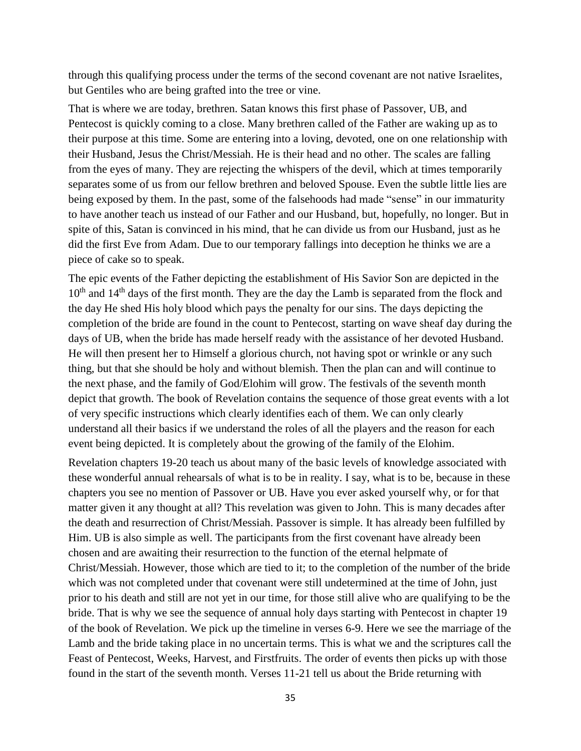through this qualifying process under the terms of the second covenant are not native Israelites, but Gentiles who are being grafted into the tree or vine.

That is where we are today, brethren. Satan knows this first phase of Passover, UB, and Pentecost is quickly coming to a close. Many brethren called of the Father are waking up as to their purpose at this time. Some are entering into a loving, devoted, one on one relationship with their Husband, Jesus the Christ/Messiah. He is their head and no other. The scales are falling from the eyes of many. They are rejecting the whispers of the devil, which at times temporarily separates some of us from our fellow brethren and beloved Spouse. Even the subtle little lies are being exposed by them. In the past, some of the falsehoods had made "sense" in our immaturity to have another teach us instead of our Father and our Husband, but, hopefully, no longer. But in spite of this, Satan is convinced in his mind, that he can divide us from our Husband, just as he did the first Eve from Adam. Due to our temporary fallings into deception he thinks we are a piece of cake so to speak.

The epic events of the Father depicting the establishment of His Savior Son are depicted in the 10th and 14th days of the first month. They are the day the Lamb is separated from the flock and the day He shed His holy blood which pays the penalty for our sins. The days depicting the completion of the bride are found in the count to Pentecost, starting on wave sheaf day during the days of UB, when the bride has made herself ready with the assistance of her devoted Husband. He will then present her to Himself a glorious church, not having spot or wrinkle or any such thing, but that she should be holy and without blemish. Then the plan can and will continue to the next phase, and the family of God/Elohim will grow. The festivals of the seventh month depict that growth. The book of Revelation contains the sequence of those great events with a lot of very specific instructions which clearly identifies each of them. We can only clearly understand all their basics if we understand the roles of all the players and the reason for each event being depicted. It is completely about the growing of the family of the Elohim.

Revelation chapters 19-20 teach us about many of the basic levels of knowledge associated with these wonderful annual rehearsals of what is to be in reality. I say, what is to be, because in these chapters you see no mention of Passover or UB. Have you ever asked yourself why, or for that matter given it any thought at all? This revelation was given to John. This is many decades after the death and resurrection of Christ/Messiah. Passover is simple. It has already been fulfilled by Him. UB is also simple as well. The participants from the first covenant have already been chosen and are awaiting their resurrection to the function of the eternal helpmate of Christ/Messiah. However, those which are tied to it; to the completion of the number of the bride which was not completed under that covenant were still undetermined at the time of John, just prior to his death and still are not yet in our time, for those still alive who are qualifying to be the bride. That is why we see the sequence of annual holy days starting with Pentecost in chapter 19 of the book of Revelation. We pick up the timeline in verses 6-9. Here we see the marriage of the Lamb and the bride taking place in no uncertain terms. This is what we and the scriptures call the Feast of Pentecost, Weeks, Harvest, and Firstfruits. The order of events then picks up with those found in the start of the seventh month. Verses 11-21 tell us about the Bride returning with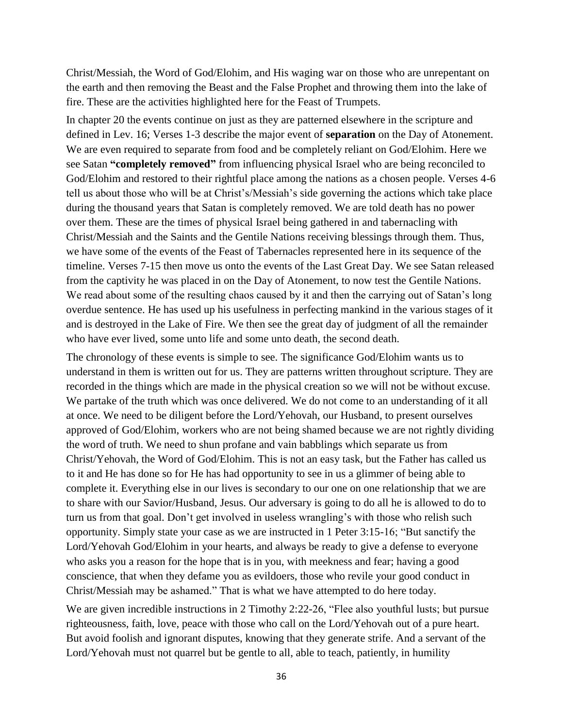Christ/Messiah, the Word of God/Elohim, and His waging war on those who are unrepentant on the earth and then removing the Beast and the False Prophet and throwing them into the lake of fire. These are the activities highlighted here for the Feast of Trumpets.

In chapter 20 the events continue on just as they are patterned elsewhere in the scripture and defined in Lev. 16; Verses 1-3 describe the major event of **separation** on the Day of Atonement. We are even required to separate from food and be completely reliant on God/Elohim. Here we see Satan **"completely removed"** from influencing physical Israel who are being reconciled to God/Elohim and restored to their rightful place among the nations as a chosen people. Verses 4-6 tell us about those who will be at Christ's/Messiah's side governing the actions which take place during the thousand years that Satan is completely removed. We are told death has no power over them. These are the times of physical Israel being gathered in and tabernacling with Christ/Messiah and the Saints and the Gentile Nations receiving blessings through them. Thus, we have some of the events of the Feast of Tabernacles represented here in its sequence of the timeline. Verses 7-15 then move us onto the events of the Last Great Day. We see Satan released from the captivity he was placed in on the Day of Atonement, to now test the Gentile Nations. We read about some of the resulting chaos caused by it and then the carrying out of Satan's long overdue sentence. He has used up his usefulness in perfecting mankind in the various stages of it and is destroyed in the Lake of Fire. We then see the great day of judgment of all the remainder who have ever lived, some unto life and some unto death, the second death.

The chronology of these events is simple to see. The significance God/Elohim wants us to understand in them is written out for us. They are patterns written throughout scripture. They are recorded in the things which are made in the physical creation so we will not be without excuse. We partake of the truth which was once delivered. We do not come to an understanding of it all at once. We need to be diligent before the Lord/Yehovah, our Husband, to present ourselves approved of God/Elohim, workers who are not being shamed because we are not rightly dividing the word of truth. We need to shun profane and vain babblings which separate us from Christ/Yehovah, the Word of God/Elohim. This is not an easy task, but the Father has called us to it and He has done so for He has had opportunity to see in us a glimmer of being able to complete it. Everything else in our lives is secondary to our one on one relationship that we are to share with our Savior/Husband, Jesus. Our adversary is going to do all he is allowed to do to turn us from that goal. Don't get involved in useless wrangling's with those who relish such opportunity. Simply state your case as we are instructed in 1 Peter 3:15-16; "But sanctify the Lord/Yehovah God/Elohim in your hearts, and always be ready to give a defense to everyone who asks you a reason for the hope that is in you, with meekness and fear; having a good conscience, that when they defame you as evildoers, those who revile your good conduct in Christ/Messiah may be ashamed." That is what we have attempted to do here today.

We are given incredible instructions in 2 Timothy 2:22-26, "Flee also youthful lusts; but pursue righteousness, faith, love, peace with those who call on the Lord/Yehovah out of a pure heart. But avoid foolish and ignorant disputes, knowing that they generate strife. And a servant of the Lord/Yehovah must not quarrel but be gentle to all, able to teach, patiently, in humility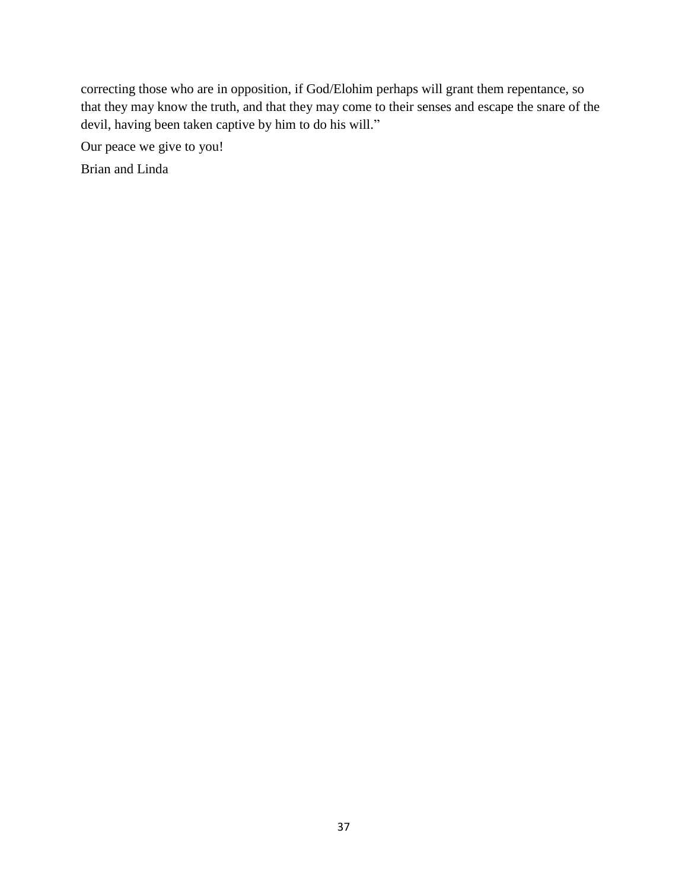correcting those who are in opposition, if God/Elohim perhaps will grant them repentance, so that they may know the truth, and that they may come to their senses and escape the snare of the devil, having been taken captive by him to do his will."

Our peace we give to you!

Brian and Linda